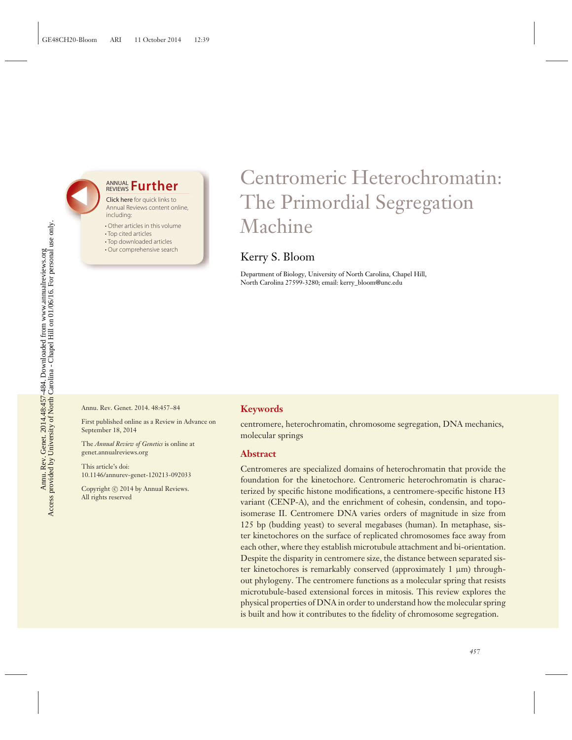# Centromeric Heterochromatin: The Primordial Segregation Machine

Kerry S. Bloom

Department of Biology, University of North Carolina, Chapel Hill, North Carolina 27599-3280; email: kerry_bloom@unc.edu

Annu. Rev. Genet. 2014. 48:457–84

First published online as a Review in Advance on September 18, 2014

The *Annual Review of Genetics* is online at genet.annualreviews.org

This article's doi: 10.1146/annurev-genet-120213-092033

Copyright © 2014 by Annual Reviews. All rights reserved

## Keywords

centromere, heterochromatin, chromosome segregation, DNA mechanics, molecular springs

## Abstract

Centromeres are specialized domains of heterochromatin that provide the foundation for the kinetochore. Centromeric heterochromatin is characterized by specific histone modifications, a centromere-specific histone H3 variant (CENP-A), and the enrichment of cohesin, condensin, and topoisomerase II. Centromere DNA varies orders of magnitude in size from 125 bp (budding yeast) to several megabases (human). In metaphase, sister kinetochores on the surface of replicated chromosomes face away from each other, where they establish microtubule attachment and bi-orientation. Despite the disparity in centromere size, the distance between separated sister kinetochores is remarkably conserved (approximately 1 μm) throughout phylogeny. The centromere functions as a molecular spring that resists microtubule-based extensional forces in mitosis. This review explores the physical properties of DNA in order to understand how the molecular spring is built and how it contributes to the fidelity of chromosome segregation.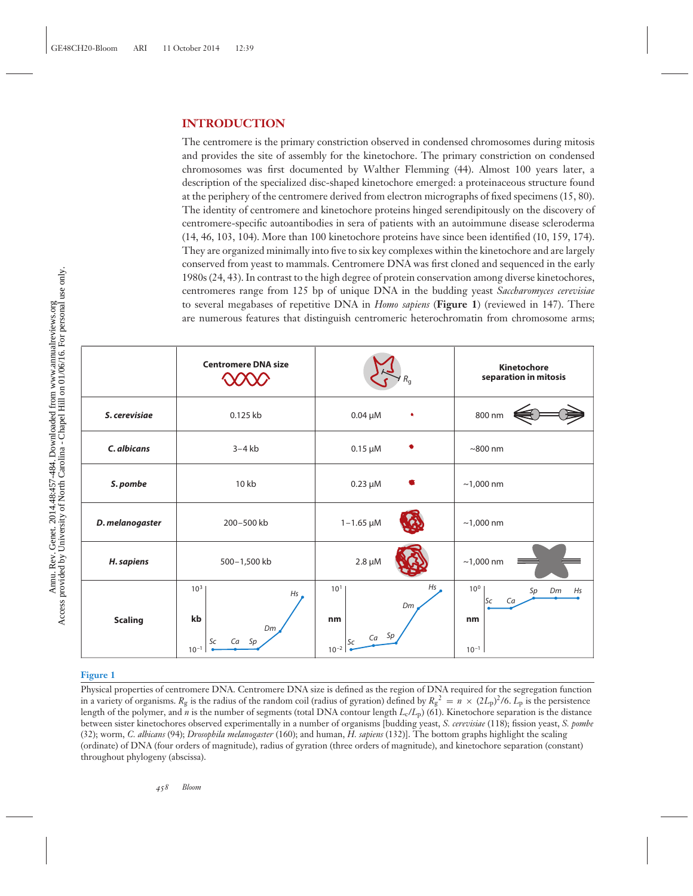## INTRODUCTION

The centromere is the primary constriction observed in condensed chromosomes during mitosis and provides the site of assembly for the kinetochore. The primary constriction on condensed chromosomes was first documented by Walther Flemming (44). Almost 100 years later, a description of the specialized disc-shaped kinetochore emerged: a proteinaceous structure found at the periphery of the centromere derived from electron micrographs of fixed specimens (15, 80). The identity of centromere and kinetochore proteins hinged serendipitously on the discovery of centromere-specific autoantibodies in sera of patients with an autoimmune disease scleroderma (14, 46, 103, 104). More than 100 kinetochore proteins have since been identified (10, 159, 174). They are organized minimally into five to six key complexes within the kinetochore and are largely conserved from yeast to mammals. Centromere DNA was first cloned and sequenced in the early 1980s (24, 43). In contrast to the high degree of protein conservation among diverse kinetochores, centromeres range from 125 bp of unique DNA in the budding yeast *Saccharomyces cerevisiae* to several megabases of repetitive DNA in *Homo sapiens* (**Figure 1**) (reviewed in 147). There are numerous features that distinguish centromeric heterochromatin from chromosome arms;

| | Centromere DNA size | $R_g$ | Kinetochore separation in mitosis |
|---|---|---|---|
| ***S. cerevisiae*** | 0.125 kb | 0.04 μM | 800 nm |
| ***C. albicans*** | 3–4 kb | 0.15 μM | ~800 nm |
| ***S. pombe*** | 10 kb | 0.23 μM | ~1,000 nm |
| ***D. melanogaster*** | 200–500 kb | 1–1.65 μM | ~1,000 nm |
| ***H. sapiens*** | 500–1,500 kb | 2.8 μM | ~1,000 nm |
| **Scaling** | kb ($10^{-1}$ to $10^{3}$): Sc, Ca, Sp, Dm, Hs | nm ($10^{-2}$ to $10^{1}$): Sc, Ca, Sp, Dm, Hs | nm ($10^{-1}$ to $10^{0}$): Sc, Ca, Sp, Dm, Hs |

**Figure 1**

Physical properties of centromere DNA. Centromere DNA size is defined as the region of DNA required for the segregation function in a variety of organisms. $R_g$ is the radius of the random coil (radius of gyration) defined by $R_g^2 = n \times (2L_p)^2/6$. $L_p$ is the persistence length of the polymer, and $n$ is the number of segments (total DNA contour length $L_c/L_p$) (61). Kinetochore separation is the distance between sister kinetochores observed experimentally in a number of organisms [budding yeast, *S. cerevisiae* (118); fission yeast, *S. pombe* (32); worm, *C. albicans* (94); *Drosophila melanogaster* (160); and human, *H. sapiens* (132)]. The bottom graphs highlight the scaling (ordinate) of DNA (four orders of magnitude), radius of gyration (three orders of magnitude), and kinetochore separation (constant) throughout phylogeny (abscissa).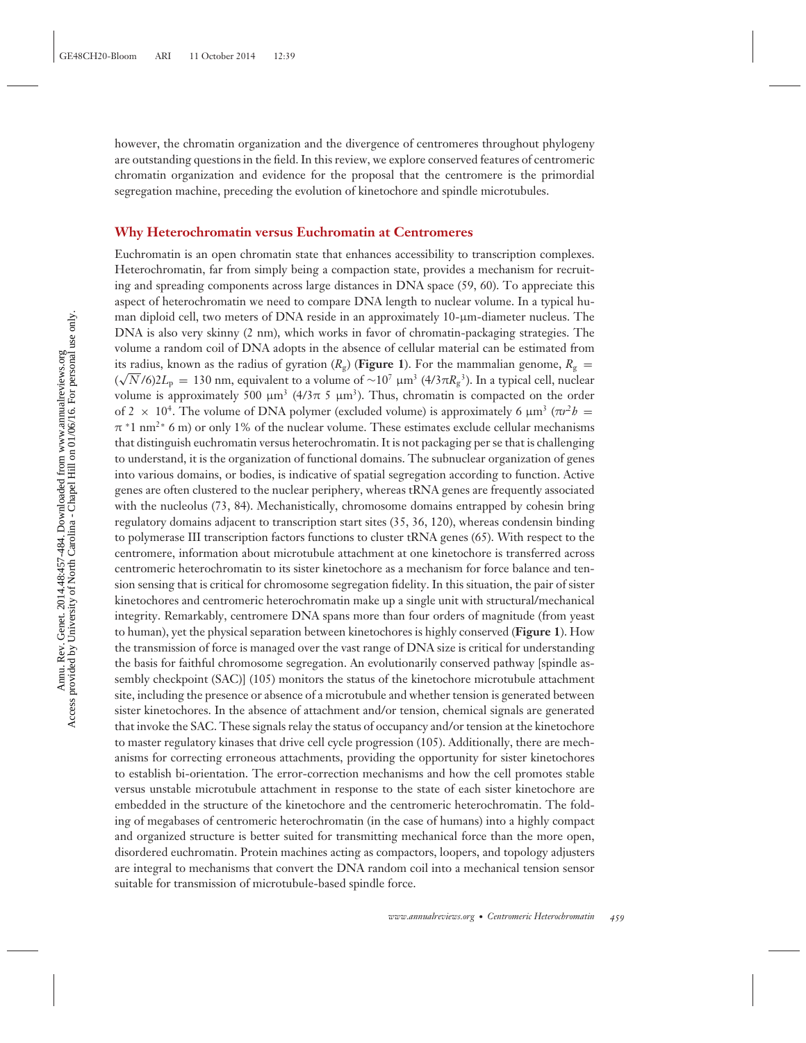however, the chromatin organization and the divergence of centromeres throughout phylogeny are outstanding questions in the field. In this review, we explore conserved features of centromeric chromatin organization and evidence for the proposal that the centromere is the primordial segregation machine, preceding the evolution of kinetochore and spindle microtubules.

## Why Heterochromatin versus Euchromatin at Centromeres

Euchromatin is an open chromatin state that enhances accessibility to transcription complexes. Heterochromatin, far from simply being a compaction state, provides a mechanism for recruiting and spreading components across large distances in DNA space (59, 60). To appreciate this aspect of heterochromatin we need to compare DNA length to nuclear volume. In a typical human diploid cell, two meters of DNA reside in an approximately 10-μm-diameter nucleus. The DNA is also very skinny (2 nm), which works in favor of chromatin-packaging strategies. The volume a random coil of DNA adopts in the absence of cellular material can be estimated from its radius, known as the radius of gyration ($R_g$) (**Figure 1**). For the mammalian genome, $R_g = (\sqrt{N}/6)2L_p = 130$ nm, equivalent to a volume of $\sim 10^7$ μm$^3$ ($4/3\pi R_g^3$). In a typical cell, nuclear volume is approximately 500 μm$^3$ ($4/3\pi$ 5 μm$^3$). Thus, chromatin is compacted on the order of $2 \times 10^4$. The volume of DNA polymer (excluded volume) is approximately 6 μm$^3$ ($\pi r^2 b = \pi$ *1 nm$^{2*}$ 6 m) or only 1% of the nuclear volume. These estimates exclude cellular mechanisms that distinguish euchromatin versus heterochromatin. It is not packaging per se that is challenging to understand, it is the organization of functional domains. The subnuclear organization of genes into various domains, or bodies, is indicative of spatial segregation according to function. Active genes are often clustered to the nuclear periphery, whereas tRNA genes are frequently associated with the nucleolus (73, 84). Mechanistically, chromosome domains entrapped by cohesin bring regulatory domains adjacent to transcription start sites (35, 36, 120), whereas condensin binding to polymerase III transcription factors functions to cluster tRNA genes (65). With respect to the centromere, information about microtubule attachment at one kinetochore is transferred across centromeric heterochromatin to its sister kinetochore as a mechanism for force balance and tension sensing that is critical for chromosome segregation fidelity. In this situation, the pair of sister kinetochores and centromeric heterochromatin make up a single unit with structural/mechanical integrity. Remarkably, centromere DNA spans more than four orders of magnitude (from yeast to human), yet the physical separation between kinetochores is highly conserved (**Figure 1**). How the transmission of force is managed over the vast range of DNA size is critical for understanding the basis for faithful chromosome segregation. An evolutionarily conserved pathway [spindle assembly checkpoint (SAC)] (105) monitors the status of the kinetochore microtubule attachment site, including the presence or absence of a microtubule and whether tension is generated between sister kinetochores. In the absence of attachment and/or tension, chemical signals are generated that invoke the SAC. These signals relay the status of occupancy and/or tension at the kinetochore to master regulatory kinases that drive cell cycle progression (105). Additionally, there are mechanisms for correcting erroneous attachments, providing the opportunity for sister kinetochores to establish bi-orientation. The error-correction mechanisms and how the cell promotes stable versus unstable microtubule attachment in response to the state of each sister kinetochore are embedded in the structure of the kinetochore and the centromeric heterochromatin. The folding of megabases of centromeric heterochromatin (in the case of humans) into a highly compact and organized structure is better suited for transmitting mechanical force than the more open, disordered euchromatin. Protein machines acting as compactors, loopers, and topology adjusters are integral to mechanisms that convert the DNA random coil into a mechanical tension sensor suitable for transmission of microtubule-based spindle force.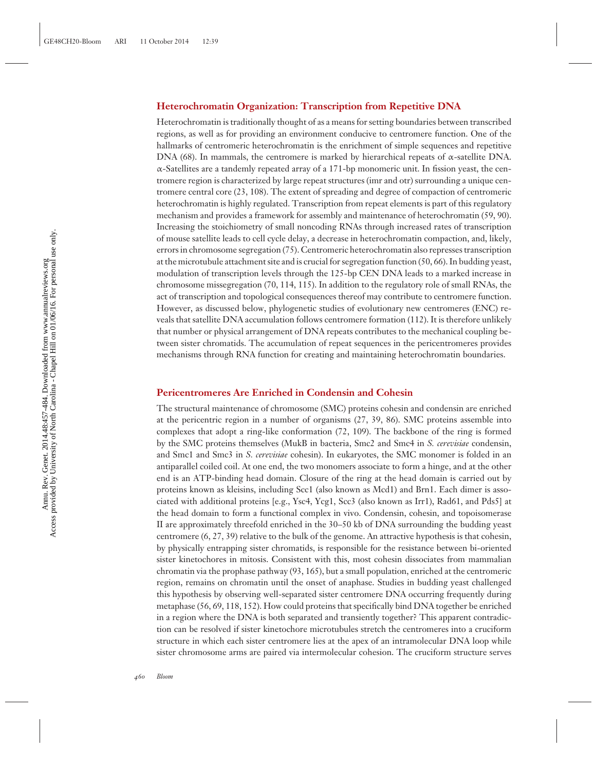## Heterochromatin Organization: Transcription from Repetitive DNA

Heterochromatin is traditionally thought of as a means for setting boundaries between transcribed regions, as well as for providing an environment conducive to centromere function. One of the hallmarks of centromeric heterochromatin is the enrichment of simple sequences and repetitive DNA (68). In mammals, the centromere is marked by hierarchical repeats of α-satellite DNA. α-Satellites are a tandemly repeated array of a 171-bp monomeric unit. In fission yeast, the centromere region is characterized by large repeat structures (imr and otr) surrounding a unique centromere central core (23, 108). The extent of spreading and degree of compaction of centromeric heterochromatin is highly regulated. Transcription from repeat elements is part of this regulatory mechanism and provides a framework for assembly and maintenance of heterochromatin (59, 90). Increasing the stoichiometry of small noncoding RNAs through increased rates of transcription of mouse satellite leads to cell cycle delay, a decrease in heterochromatin compaction, and, likely, errors in chromosome segregation (75). Centromeric heterochromatin also represses transcription at the microtubule attachment site and is crucial for segregation function (50, 66). In budding yeast, modulation of transcription levels through the 125-bp CEN DNA leads to a marked increase in chromosome missegregation (70, 114, 115). In addition to the regulatory role of small RNAs, the act of transcription and topological consequences thereof may contribute to centromere function. However, as discussed below, phylogenetic studies of evolutionary new centromeres (ENC) reveals that satellite DNA accumulation follows centromere formation (112). It is therefore unlikely that number or physical arrangement of DNA repeats contributes to the mechanical coupling between sister chromatids. The accumulation of repeat sequences in the pericentromeres provides mechanisms through RNA function for creating and maintaining heterochromatin boundaries.

## Pericentromeres Are Enriched in Condensin and Cohesin

The structural maintenance of chromosome (SMC) proteins cohesin and condensin are enriched at the pericentric region in a number of organisms (27, 39, 86). SMC proteins assemble into complexes that adopt a ring-like conformation (72, 109). The backbone of the ring is formed by the SMC proteins themselves (MukB in bacteria, Smc2 and Smc4 in *S. cerevisiae* condensin, and Smc1 and Smc3 in *S. cerevisiae* cohesin). In eukaryotes, the SMC monomer is folded in an antiparallel coiled coil. At one end, the two monomers associate to form a hinge, and at the other end is an ATP-binding head domain. Closure of the ring at the head domain is carried out by proteins known as kleisins, including Scc1 (also known as Mcd1) and Brn1. Each dimer is associated with additional proteins [e.g., Ysc4, Ycg1, Scc3 (also known as Irr1), Rad61, and Pds5] at the head domain to form a functional complex in vivo. Condensin, cohesin, and topoisomerase II are approximately threefold enriched in the 30–50 kb of DNA surrounding the budding yeast centromere (6, 27, 39) relative to the bulk of the genome. An attractive hypothesis is that cohesin, by physically entrapping sister chromatids, is responsible for the resistance between bi-oriented sister kinetochores in mitosis. Consistent with this, most cohesin dissociates from mammalian chromatin via the prophase pathway (93, 165), but a small population, enriched at the centromeric region, remains on chromatin until the onset of anaphase. Studies in budding yeast challenged this hypothesis by observing well-separated sister centromere DNA occurring frequently during metaphase (56, 69, 118, 152). How could proteins that specifically bind DNA together be enriched in a region where the DNA is both separated and transiently together? This apparent contradiction can be resolved if sister kinetochore microtubules stretch the centromeres into a cruciform structure in which each sister centromere lies at the apex of an intramolecular DNA loop while sister chromosome arms are paired via intermolecular cohesion. The cruciform structure serves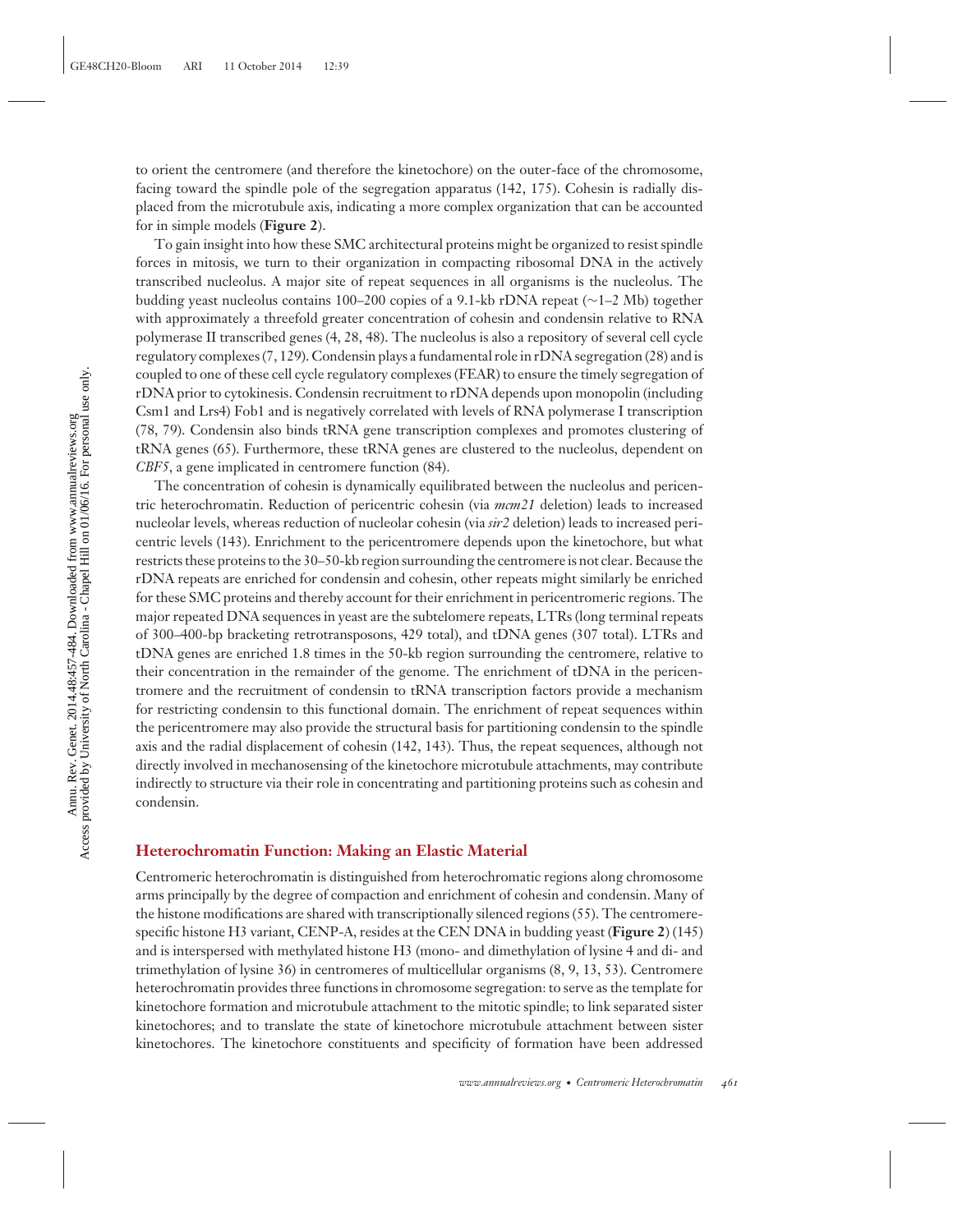to orient the centromere (and therefore the kinetochore) on the outer-face of the chromosome, facing toward the spindle pole of the segregation apparatus (142, 175). Cohesin is radially displaced from the microtubule axis, indicating a more complex organization that can be accounted for in simple models (**Figure 2**).

To gain insight into how these SMC architectural proteins might be organized to resist spindle forces in mitosis, we turn to their organization in compacting ribosomal DNA in the actively transcribed nucleolus. A major site of repeat sequences in all organisms is the nucleolus. The budding yeast nucleolus contains 100–200 copies of a 9.1-kb rDNA repeat (∼1–2 Mb) together with approximately a threefold greater concentration of cohesin and condensin relative to RNA polymerase II transcribed genes (4, 28, 48). The nucleolus is also a repository of several cell cycle regulatory complexes (7, 129). Condensin plays a fundamental role in rDNA segregation (28) and is coupled to one of these cell cycle regulatory complexes (FEAR) to ensure the timely segregation of rDNA prior to cytokinesis. Condensin recruitment to rDNA depends upon monopolin (including Csm1 and Lrs4) Fob1 and is negatively correlated with levels of RNA polymerase I transcription (78, 79). Condensin also binds tRNA gene transcription complexes and promotes clustering of tRNA genes (65). Furthermore, these tRNA genes are clustered to the nucleolus, dependent on *CBF5*, a gene implicated in centromere function (84).

The concentration of cohesin is dynamically equilibrated between the nucleolus and pericentric heterochromatin. Reduction of pericentric cohesin (via *mcm21* deletion) leads to increased nucleolar levels, whereas reduction of nucleolar cohesin (via *sir2* deletion) leads to increased pericentric levels (143). Enrichment to the pericentromere depends upon the kinetochore, but what restricts these proteins to the 30–50-kb region surrounding the centromere is not clear. Because the rDNA repeats are enriched for condensin and cohesin, other repeats might similarly be enriched for these SMC proteins and thereby account for their enrichment in pericentromeric regions. The major repeated DNA sequences in yeast are the subtelomere repeats, LTRs (long terminal repeats of 300–400-bp bracketing retrotransposons, 429 total), and tDNA genes (307 total). LTRs and tDNA genes are enriched 1.8 times in the 50-kb region surrounding the centromere, relative to their concentration in the remainder of the genome. The enrichment of tDNA in the pericentromere and the recruitment of condensin to tRNA transcription factors provide a mechanism for restricting condensin to this functional domain. The enrichment of repeat sequences within the pericentromere may also provide the structural basis for partitioning condensin to the spindle axis and the radial displacement of cohesin (142, 143). Thus, the repeat sequences, although not directly involved in mechanosensing of the kinetochore microtubule attachments, may contribute indirectly to structure via their role in concentrating and partitioning proteins such as cohesin and condensin.

## Heterochromatin Function: Making an Elastic Material

Centromeric heterochromatin is distinguished from heterochromatic regions along chromosome arms principally by the degree of compaction and enrichment of cohesin and condensin. Many of the histone modifications are shared with transcriptionally silenced regions (55). The centromere-specific histone H3 variant, CENP-A, resides at the CEN DNA in budding yeast (**Figure 2**) (145) and is interspersed with methylated histone H3 (mono- and dimethylation of lysine 4 and di- and trimethylation of lysine 36) in centromeres of multicellular organisms (8, 9, 13, 53). Centromere heterochromatin provides three functions in chromosome segregation: to serve as the template for kinetochore formation and microtubule attachment to the mitotic spindle; to link separated sister kinetochores; and to translate the state of kinetochore microtubule attachment between sister kinetochores. The kinetochore constituents and specificity of formation have been addressed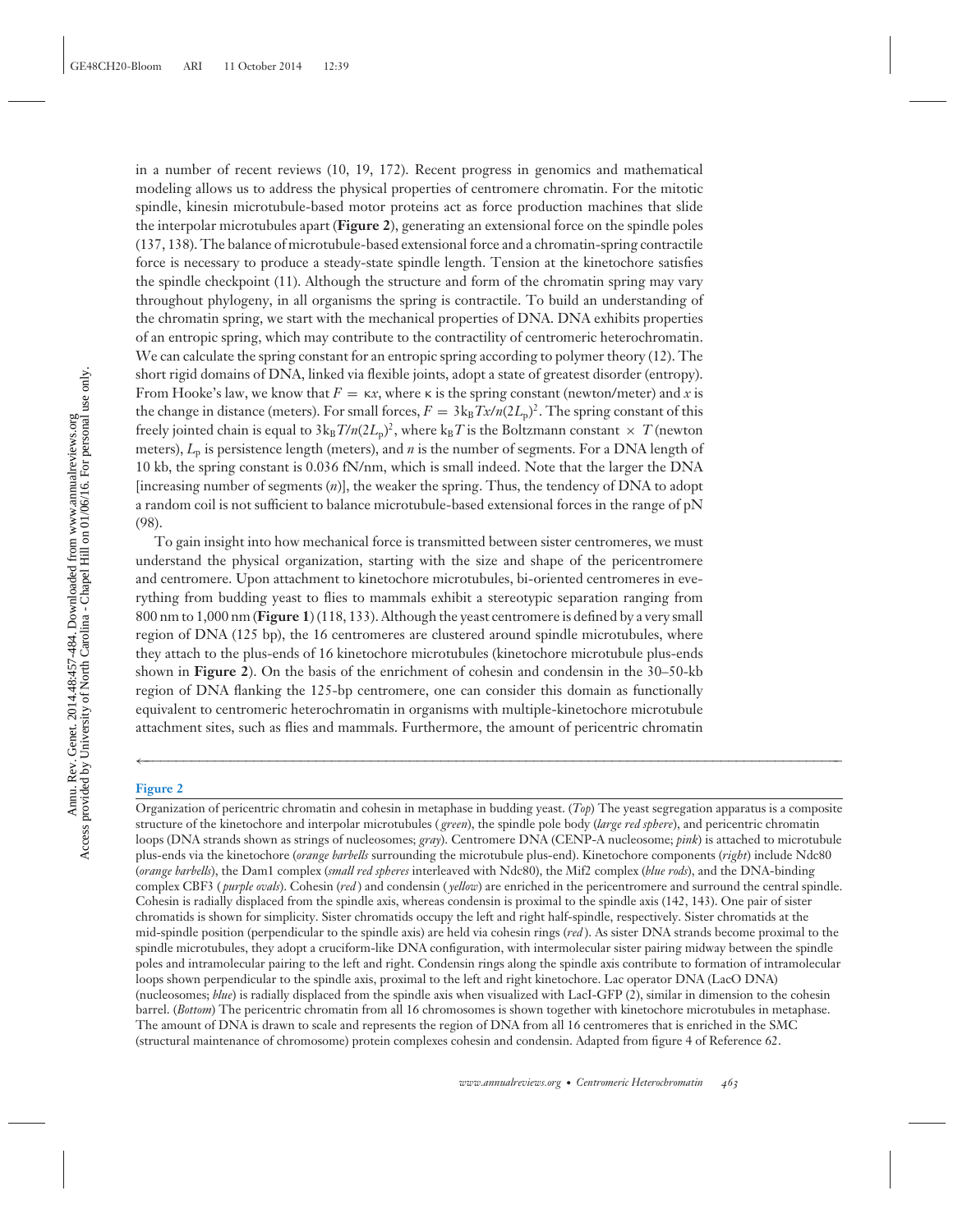in a number of recent reviews (10, 19, 172). Recent progress in genomics and mathematical modeling allows us to address the physical properties of centromere chromatin. For the mitotic spindle, kinesin microtubule-based motor proteins act as force production machines that slide the interpolar microtubules apart (**Figure 2**), generating an extensional force on the spindle poles (137, 138). The balance of microtubule-based extensional force and a chromatin-spring contractile force is necessary to produce a steady-state spindle length. Tension at the kinetochore satisfies the spindle checkpoint (11). Although the structure and form of the chromatin spring may vary throughout phylogeny, in all organisms the spring is contractile. To build an understanding of the chromatin spring, we start with the mechanical properties of DNA. DNA exhibits properties of an entropic spring, which may contribute to the contractility of centromeric heterochromatin. We can calculate the spring constant for an entropic spring according to polymer theory (12). The short rigid domains of DNA, linked via flexible joints, adopt a state of greatest disorder (entropy). From Hooke's law, we know that $F = \kappa x$, where $\kappa$ is the spring constant (newton/meter) and $x$ is the change in distance (meters). For small forces, $F = 3k_BTx/n(2L_p)^2$. The spring constant of this freely jointed chain is equal to $3k_BT/n(2L_p)^2$, where $k_BT$ is the Boltzmann constant $\times$ $T$ (newton meters), $L_p$ is persistence length (meters), and $n$ is the number of segments. For a DNA length of 10 kb, the spring constant is 0.036 fN/nm, which is small indeed. Note that the larger the DNA [increasing number of segments ($n$)], the weaker the spring. Thus, the tendency of DNA to adopt a random coil is not sufficient to balance microtubule-based extensional forces in the range of pN (98).

To gain insight into how mechanical force is transmitted between sister centromeres, we must understand the physical organization, starting with the size and shape of the pericentromere and centromere. Upon attachment to kinetochore microtubules, bi-oriented centromeres in everything from budding yeast to flies to mammals exhibit a stereotypic separation ranging from 800 nm to 1,000 nm (**Figure 1**) (118, 133). Although the yeast centromere is defined by a very small region of DNA (125 bp), the 16 centromeres are clustered around spindle microtubules, where they attach to the plus-ends of 16 kinetochore microtubules (kinetochore microtubule plus-ends shown in **Figure 2**). On the basis of the enrichment of cohesin and condensin in the 30–50-kb region of DNA flanking the 125-bp centromere, one can consider this domain as functionally equivalent to centromeric heterochromatin in organisms with multiple-kinetochore microtubule attachment sites, such as flies and mammals. Furthermore, the amount of pericentric chromatin

**Figure 2**

Organization of pericentric chromatin and cohesin in metaphase in budding yeast. (*Top*) The yeast segregation apparatus is a composite structure of the kinetochore and interpolar microtubules (*green*), the spindle pole body (*large red sphere*), and pericentric chromatin loops (DNA strands shown as strings of nucleosomes; *gray*). Centromere DNA (CENP-A nucleosome; *pink*) is attached to microtubule plus-ends via the kinetochore (*orange barbells* surrounding the microtubule plus-end). Kinetochore components (*right*) include Ndc80 (*orange barbells*), the Dam1 complex (*small red spheres* interleaved with Ndc80), the Mif2 complex (*blue rods*), and the DNA-binding complex CBF3 (*purple ovals*). Cohesin (*red*) and condensin (*yellow*) are enriched in the pericentromere and surround the central spindle. Cohesin is radially displaced from the spindle axis, whereas condensin is proximal to the spindle axis (142, 143). One pair of sister chromatids is shown for simplicity. Sister chromatids occupy the left and right half-spindle, respectively. Sister chromatids at the mid-spindle position (perpendicular to the spindle axis) are held via cohesin rings (*red*). As sister DNA strands become proximal to the spindle microtubules, they adopt a cruciform-like DNA configuration, with intermolecular sister pairing midway between the spindle poles and intramolecular pairing to the left and right. Condensin rings along the spindle axis contribute to formation of intramolecular loops shown perpendicular to the spindle axis, proximal to the left and right kinetochore. Lac operator DNA (LacO DNA) (nucleosomes; *blue*) is radially displaced from the spindle axis when visualized with LacI-GFP (2), similar in dimension to the cohesin barrel. (*Bottom*) The pericentric chromatin from all 16 chromosomes is shown together with kinetochore microtubules in metaphase. The amount of DNA is drawn to scale and represents the region of DNA from all 16 centromeres that is enriched in the SMC (structural maintenance of chromosome) protein complexes cohesin and condensin. Adapted from figure 4 of Reference 62.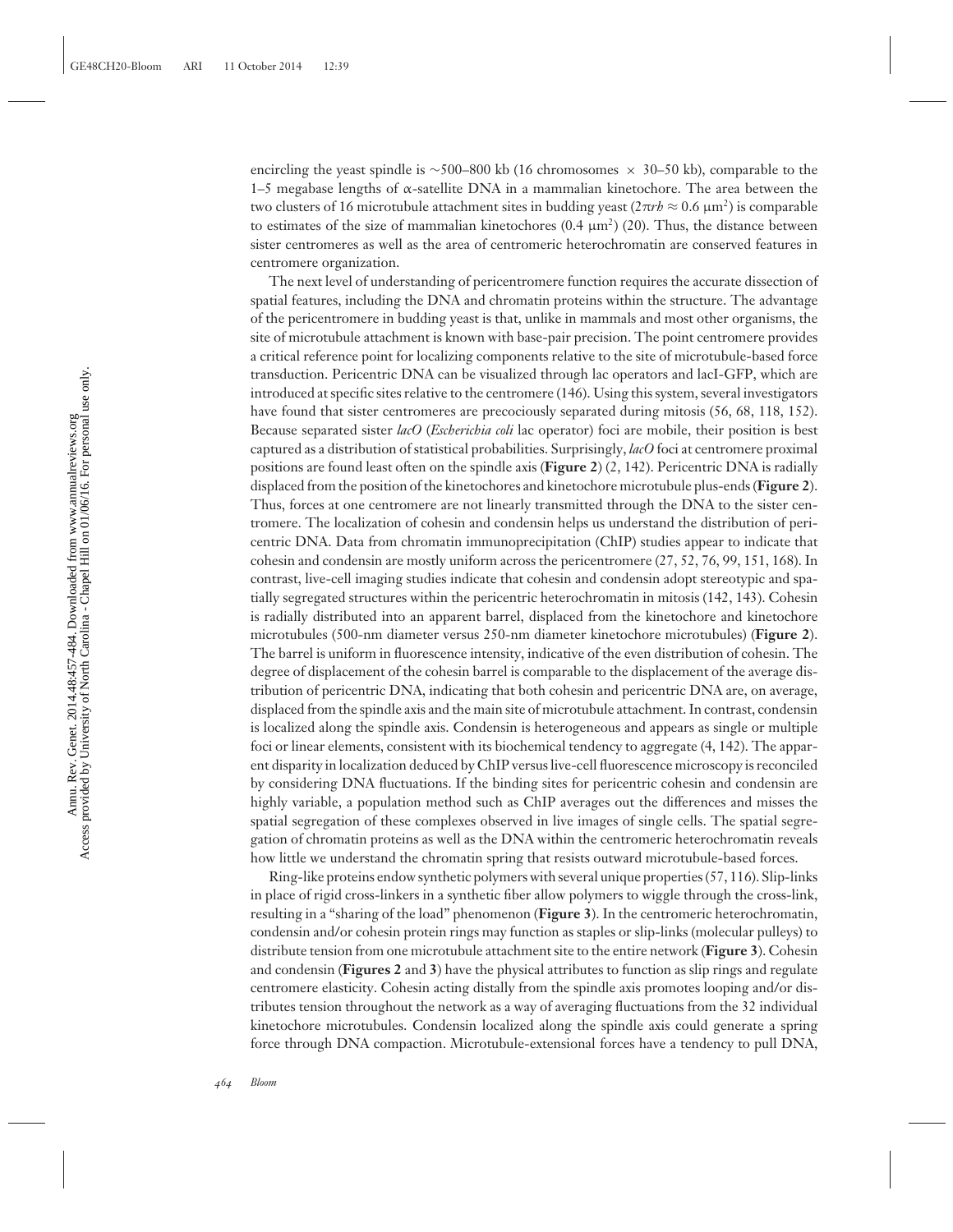encircling the yeast spindle is ~500–800 kb (16 chromosomes × 30–50 kb), comparable to the 1–5 megabase lengths of α-satellite DNA in a mammalian kinetochore. The area between the two clusters of 16 microtubule attachment sites in budding yeast ($2\pi rh \approx 0.6$ μm$^2$) is comparable to estimates of the size of mammalian kinetochores (0.4 μm$^2$) (20). Thus, the distance between sister centromeres as well as the area of centromeric heterochromatin are conserved features in centromere organization.

The next level of understanding of pericentromere function requires the accurate dissection of spatial features, including the DNA and chromatin proteins within the structure. The advantage of the pericentromere in budding yeast is that, unlike in mammals and most other organisms, the site of microtubule attachment is known with base-pair precision. The point centromere provides a critical reference point for localizing components relative to the site of microtubule-based force transduction. Pericentric DNA can be visualized through lac operators and lacI-GFP, which are introduced at specific sites relative to the centromere (146). Using this system, several investigators have found that sister centromeres are precociously separated during mitosis (56, 68, 118, 152). Because separated sister *lacO* (*Escherichia coli* lac operator) foci are mobile, their position is best captured as a distribution of statistical probabilities. Surprisingly, *lacO* foci at centromere proximal positions are found least often on the spindle axis (**Figure 2**) (2, 142). Pericentric DNA is radially displaced from the position of the kinetochores and kinetochore microtubule plus-ends (**Figure 2**). Thus, forces at one centromere are not linearly transmitted through the DNA to the sister centromere. The localization of cohesin and condensin helps us understand the distribution of pericentric DNA. Data from chromatin immunoprecipitation (ChIP) studies appear to indicate that cohesin and condensin are mostly uniform across the pericentromere (27, 52, 76, 99, 151, 168). In contrast, live-cell imaging studies indicate that cohesin and condensin adopt stereotypic and spatially segregated structures within the pericentric heterochromatin in mitosis (142, 143). Cohesin is radially distributed into an apparent barrel, displaced from the kinetochore and kinetochore microtubules (500-nm diameter versus 250-nm diameter kinetochore microtubules) (**Figure 2**). The barrel is uniform in fluorescence intensity, indicative of the even distribution of cohesin. The degree of displacement of the cohesin barrel is comparable to the displacement of the average distribution of pericentric DNA, indicating that both cohesin and pericentric DNA are, on average, displaced from the spindle axis and the main site of microtubule attachment. In contrast, condensin is localized along the spindle axis. Condensin is heterogeneous and appears as single or multiple foci or linear elements, consistent with its biochemical tendency to aggregate (4, 142). The apparent disparity in localization deduced by ChIP versus live-cell fluorescence microscopy is reconciled by considering DNA fluctuations. If the binding sites for pericentric cohesin and condensin are highly variable, a population method such as ChIP averages out the differences and misses the spatial segregation of these complexes observed in live images of single cells. The spatial segregation of chromatin proteins as well as the DNA within the centromeric heterochromatin reveals how little we understand the chromatin spring that resists outward microtubule-based forces.

Ring-like proteins endow synthetic polymers with several unique properties (57, 116). Slip-links in place of rigid cross-linkers in a synthetic fiber allow polymers to wiggle through the cross-link, resulting in a "sharing of the load" phenomenon (**Figure 3**). In the centromeric heterochromatin, condensin and/or cohesin protein rings may function as staples or slip-links (molecular pulleys) to distribute tension from one microtubule attachment site to the entire network (**Figure 3**). Cohesin and condensin (**Figures 2** and **3**) have the physical attributes to function as slip rings and regulate centromere elasticity. Cohesin acting distally from the spindle axis promotes looping and/or distributes tension throughout the network as a way of averaging fluctuations from the 32 individual kinetochore microtubules. Condensin localized along the spindle axis could generate a spring force through DNA compaction. Microtubule-extensional forces have a tendency to pull DNA,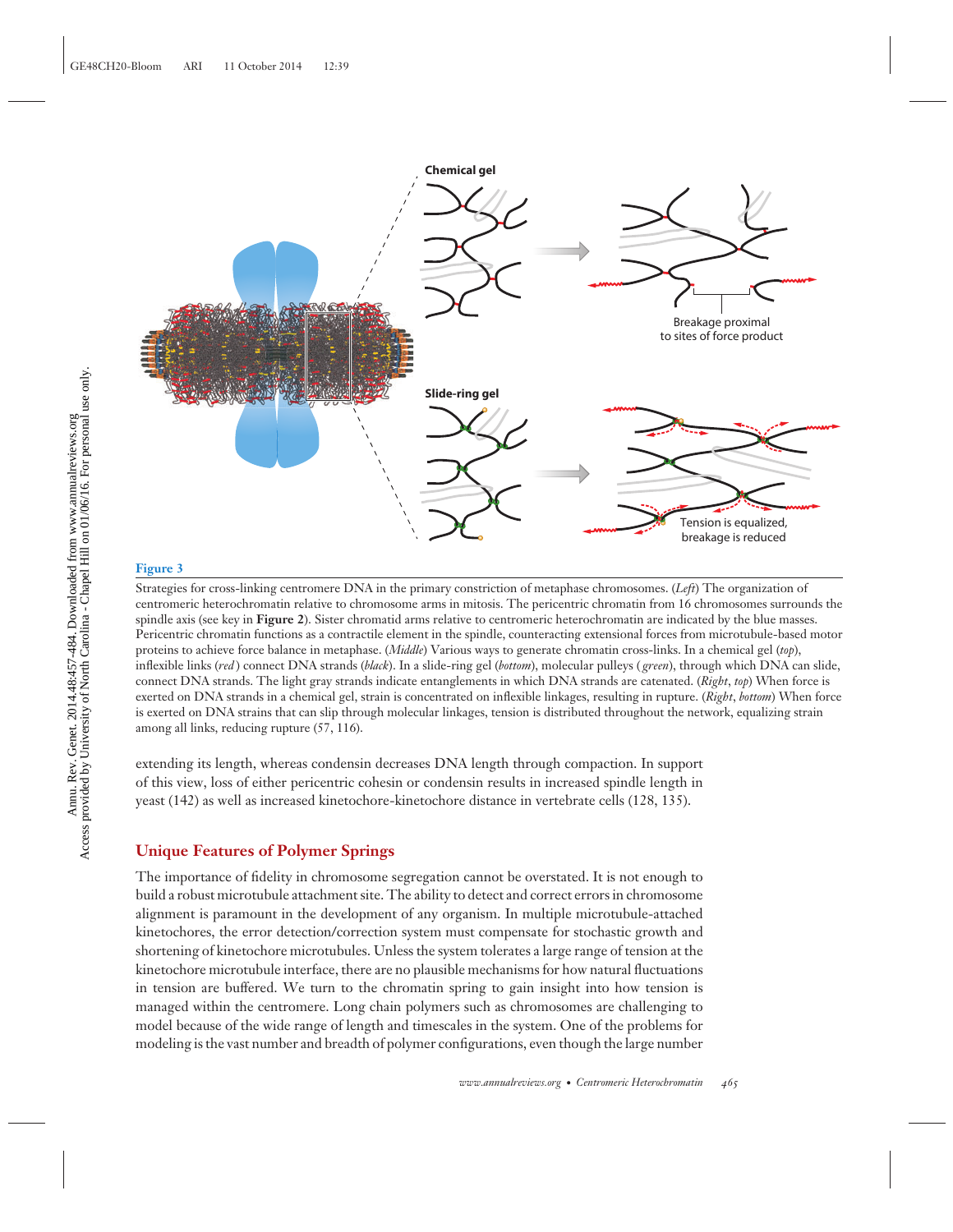**Figure 3**

Strategies for cross-linking centromere DNA in the primary constriction of metaphase chromosomes. (*Left*) The organization of centromeric heterochromatin relative to chromosome arms in mitosis. The pericentric chromatin from 16 chromosomes surrounds the spindle axis (see key in **Figure 2**). Sister chromatid arms relative to centromeric heterochromatin are indicated by the blue masses. Pericentric chromatin functions as a contractile element in the spindle, counteracting extensional forces from microtubule-based motor proteins to achieve force balance in metaphase. (*Middle*) Various ways to generate chromatin cross-links. In a chemical gel (*top*), inflexible links (*red*) connect DNA strands (*black*). In a slide-ring gel (*bottom*), molecular pulleys (*green*), through which DNA can slide, connect DNA strands. The light gray strands indicate entanglements in which DNA strands are catenated. (*Right*, *top*) When force is exerted on DNA strands in a chemical gel, strain is concentrated on inflexible linkages, resulting in rupture. (*Right*, *bottom*) When force is exerted on DNA strains that can slip through molecular linkages, tension is distributed throughout the network, equalizing strain among all links, reducing rupture (57, 116).

extending its length, whereas condensin decreases DNA length through compaction. In support of this view, loss of either pericentric cohesin or condensin results in increased spindle length in yeast (142) as well as increased kinetochore-kinetochore distance in vertebrate cells (128, 135).

## Unique Features of Polymer Springs

The importance of fidelity in chromosome segregation cannot be overstated. It is not enough to build a robust microtubule attachment site. The ability to detect and correct errors in chromosome alignment is paramount in the development of any organism. In multiple microtubule-attached kinetochores, the error detection/correction system must compensate for stochastic growth and shortening of kinetochore microtubules. Unless the system tolerates a large range of tension at the kinetochore microtubule interface, there are no plausible mechanisms for how natural fluctuations in tension are buffered. We turn to the chromatin spring to gain insight into how tension is managed within the centromere. Long chain polymers such as chromosomes are challenging to model because of the wide range of length and timescales in the system. One of the problems for modeling is the vast number and breadth of polymer configurations, even though the large number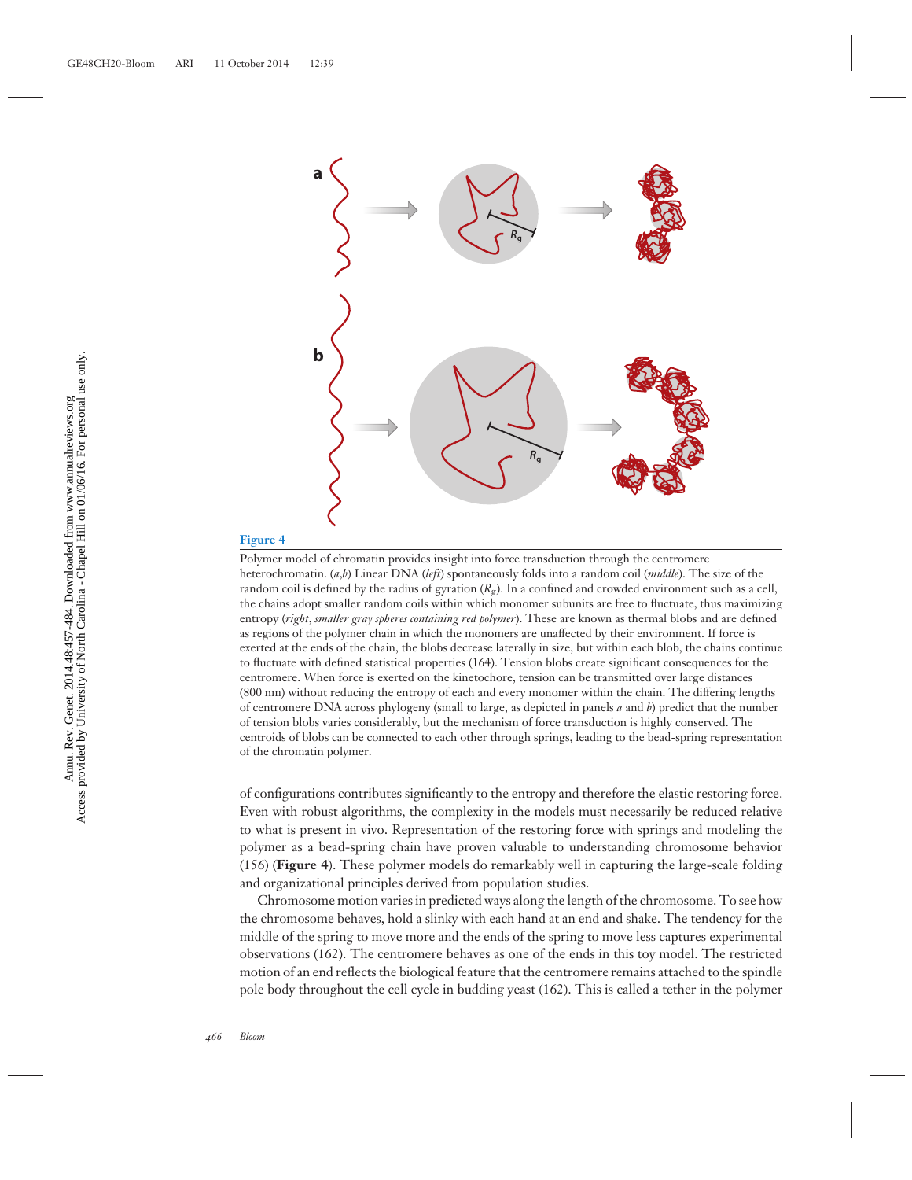**Figure 4**

Polymer model of chromatin provides insight into force transduction through the centromere heterochromatin. (*a*,*b*) Linear DNA (*left*) spontaneously folds into a random coil (*middle*). The size of the random coil is defined by the radius of gyration ($R_g$). In a confined and crowded environment such as a cell, the chains adopt smaller random coils within which monomer subunits are free to fluctuate, thus maximizing entropy (*right*, *smaller gray spheres containing red polymer*). These are known as thermal blobs and are defined as regions of the polymer chain in which the monomers are unaffected by their environment. If force is exerted at the ends of the chain, the blobs decrease laterally in size, but within each blob, the chains continue to fluctuate with defined statistical properties (164). Tension blobs create significant consequences for the centromere. When force is exerted on the kinetochore, tension can be transmitted over large distances (800 nm) without reducing the entropy of each and every monomer within the chain. The differing lengths of centromere DNA across phylogeny (small to large, as depicted in panels *a* and *b*) predict that the number of tension blobs varies considerably, but the mechanism of force transduction is highly conserved. The centroids of blobs can be connected to each other through springs, leading to the bead-spring representation of the chromatin polymer.

of configurations contributes significantly to the entropy and therefore the elastic restoring force. Even with robust algorithms, the complexity in the models must necessarily be reduced relative to what is present in vivo. Representation of the restoring force with springs and modeling the polymer as a bead-spring chain have proven valuable to understanding chromosome behavior (156) (**Figure 4**). These polymer models do remarkably well in capturing the large-scale folding and organizational principles derived from population studies.

Chromosome motion varies in predicted ways along the length of the chromosome. To see how the chromosome behaves, hold a slinky with each hand at an end and shake. The tendency for the middle of the spring to move more and the ends of the spring to move less captures experimental observations (162). The centromere behaves as one of the ends in this toy model. The restricted motion of an end reflects the biological feature that the centromere remains attached to the spindle pole body throughout the cell cycle in budding yeast (162). This is called a tether in the polymer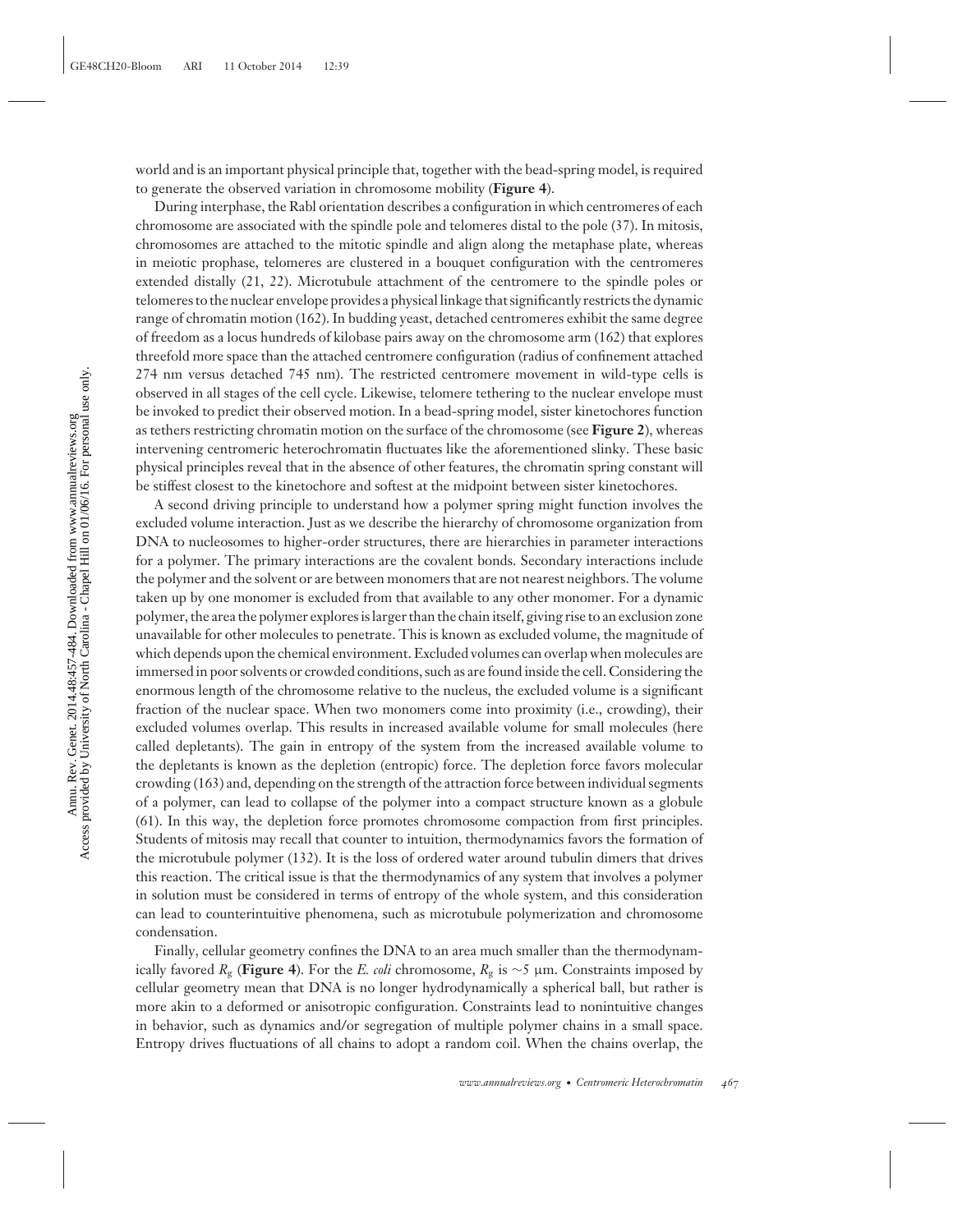world and is an important physical principle that, together with the bead-spring model, is required to generate the observed variation in chromosome mobility (**Figure 4**).

During interphase, the Rabl orientation describes a configuration in which centromeres of each chromosome are associated with the spindle pole and telomeres distal to the pole (37). In mitosis, chromosomes are attached to the mitotic spindle and align along the metaphase plate, whereas in meiotic prophase, telomeres are clustered in a bouquet configuration with the centromeres extended distally (21, 22). Microtubule attachment of the centromere to the spindle poles or telomeres to the nuclear envelope provides a physical linkage that significantly restricts the dynamic range of chromatin motion (162). In budding yeast, detached centromeres exhibit the same degree of freedom as a locus hundreds of kilobase pairs away on the chromosome arm (162) that explores threefold more space than the attached centromere configuration (radius of confinement attached 274 nm versus detached 745 nm). The restricted centromere movement in wild-type cells is observed in all stages of the cell cycle. Likewise, telomere tethering to the nuclear envelope must be invoked to predict their observed motion. In a bead-spring model, sister kinetochores function as tethers restricting chromatin motion on the surface of the chromosome (see **Figure 2**), whereas intervening centromeric heterochromatin fluctuates like the aforementioned slinky. These basic physical principles reveal that in the absence of other features, the chromatin spring constant will be stiffest closest to the kinetochore and softest at the midpoint between sister kinetochores.

A second driving principle to understand how a polymer spring might function involves the excluded volume interaction. Just as we describe the hierarchy of chromosome organization from DNA to nucleosomes to higher-order structures, there are hierarchies in parameter interactions for a polymer. The primary interactions are the covalent bonds. Secondary interactions include the polymer and the solvent or are between monomers that are not nearest neighbors. The volume taken up by one monomer is excluded from that available to any other monomer. For a dynamic polymer, the area the polymer explores is larger than the chain itself, giving rise to an exclusion zone unavailable for other molecules to penetrate. This is known as excluded volume, the magnitude of which depends upon the chemical environment. Excluded volumes can overlap when molecules are immersed in poor solvents or crowded conditions, such as are found inside the cell. Considering the enormous length of the chromosome relative to the nucleus, the excluded volume is a significant fraction of the nuclear space. When two monomers come into proximity (i.e., crowding), their excluded volumes overlap. This results in increased available volume for small molecules (here called depletants). The gain in entropy of the system from the increased available volume to the depletants is known as the depletion (entropic) force. The depletion force favors molecular crowding (163) and, depending on the strength of the attraction force between individual segments of a polymer, can lead to collapse of the polymer into a compact structure known as a globule (61). In this way, the depletion force promotes chromosome compaction from first principles. Students of mitosis may recall that counter to intuition, thermodynamics favors the formation of the microtubule polymer (132). It is the loss of ordered water around tubulin dimers that drives this reaction. The critical issue is that the thermodynamics of any system that involves a polymer in solution must be considered in terms of entropy of the whole system, and this consideration can lead to counterintuitive phenomena, such as microtubule polymerization and chromosome condensation.

Finally, cellular geometry confines the DNA to an area much smaller than the thermodynamically favored $R_g$ (**Figure 4**). For the *E. coli* chromosome, $R_g$ is ~5 μm. Constraints imposed by cellular geometry mean that DNA is no longer hydrodynamically a spherical ball, but rather is more akin to a deformed or anisotropic configuration. Constraints lead to nonintuitive changes in behavior, such as dynamics and/or segregation of multiple polymer chains in a small space. Entropy drives fluctuations of all chains to adopt a random coil. When the chains overlap, the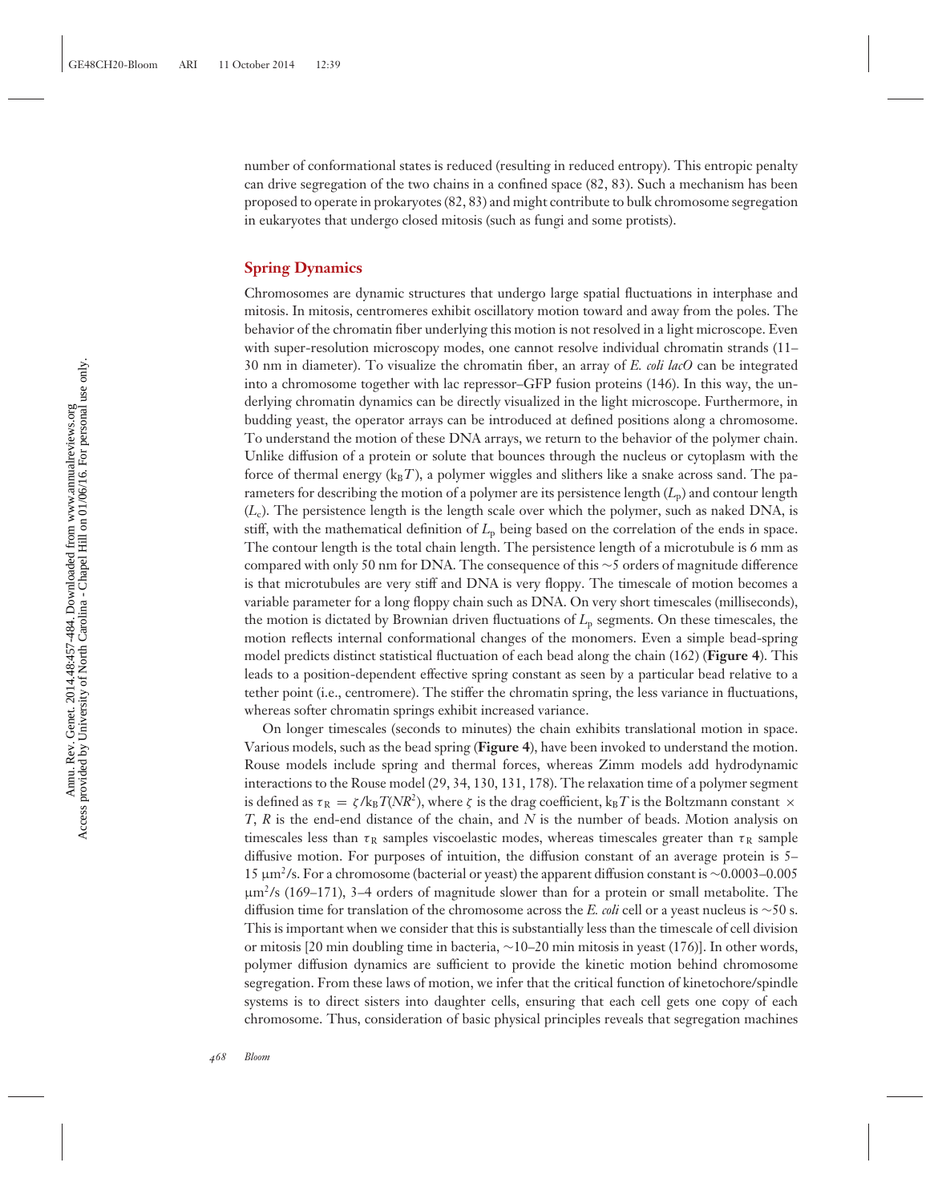number of conformational states is reduced (resulting in reduced entropy). This entropic penalty can drive segregation of the two chains in a confined space (82, 83). Such a mechanism has been proposed to operate in prokaryotes (82, 83) and might contribute to bulk chromosome segregation in eukaryotes that undergo closed mitosis (such as fungi and some protists).

## Spring Dynamics

Chromosomes are dynamic structures that undergo large spatial fluctuations in interphase and mitosis. In mitosis, centromeres exhibit oscillatory motion toward and away from the poles. The behavior of the chromatin fiber underlying this motion is not resolved in a light microscope. Even with super-resolution microscopy modes, one cannot resolve individual chromatin strands (11–30 nm in diameter). To visualize the chromatin fiber, an array of *E. coli lacO* can be integrated into a chromosome together with lac repressor–GFP fusion proteins (146). In this way, the underlying chromatin dynamics can be directly visualized in the light microscope. Furthermore, in budding yeast, the operator arrays can be introduced at defined positions along a chromosome. To understand the motion of these DNA arrays, we return to the behavior of the polymer chain. Unlike diffusion of a protein or solute that bounces through the nucleus or cytoplasm with the force of thermal energy ($k_BT$), a polymer wiggles and slithers like a snake across sand. The parameters for describing the motion of a polymer are its persistence length ($L_p$) and contour length ($L_c$). The persistence length is the length scale over which the polymer, such as naked DNA, is stiff, with the mathematical definition of $L_p$ being based on the correlation of the ends in space. The contour length is the total chain length. The persistence length of a microtubule is 6 mm as compared with only 50 nm for DNA. The consequence of this ~5 orders of magnitude difference is that microtubules are very stiff and DNA is very floppy. The timescale of motion becomes a variable parameter for a long floppy chain such as DNA. On very short timescales (milliseconds), the motion is dictated by Brownian driven fluctuations of $L_p$ segments. On these timescales, the motion reflects internal conformational changes of the monomers. Even a simple bead-spring model predicts distinct statistical fluctuation of each bead along the chain (162) (**Figure 4**). This leads to a position-dependent effective spring constant as seen by a particular bead relative to a tether point (i.e., centromere). The stiffer the chromatin spring, the less variance in fluctuations, whereas softer chromatin springs exhibit increased variance.

On longer timescales (seconds to minutes) the chain exhibits translational motion in space. Various models, such as the bead spring (**Figure 4**), have been invoked to understand the motion. Rouse models include spring and thermal forces, whereas Zimm models add hydrodynamic interactions to the Rouse model (29, 34, 130, 131, 178). The relaxation time of a polymer segment is defined as $\tau_R = \zeta/k_BT(NR^2)$, where $\zeta$ is the drag coefficient, $k_BT$ is the Boltzmann constant $\times$ $T$, $R$ is the end-end distance of the chain, and $N$ is the number of beads. Motion analysis on timescales less than $\tau_R$ samples viscoelastic modes, whereas timescales greater than $\tau_R$ sample diffusive motion. For purposes of intuition, the diffusion constant of an average protein is 5–15 $\mu m^2$/s. For a chromosome (bacterial or yeast) the apparent diffusion constant is ~0.0003–0.005 $\mu m^2$/s (169–171), 3–4 orders of magnitude slower than for a protein or small metabolite. The diffusion time for translation of the chromosome across the *E. coli* cell or a yeast nucleus is ~50 s. This is important when we consider that this is substantially less than the timescale of cell division or mitosis [20 min doubling time in bacteria, ~10–20 min mitosis in yeast (176)]. In other words, polymer diffusion dynamics are sufficient to provide the kinetic motion behind chromosome segregation. From these laws of motion, we infer that the critical function of kinetochore/spindle systems is to direct sisters into daughter cells, ensuring that each cell gets one copy of each chromosome. Thus, consideration of basic physical principles reveals that segregation machines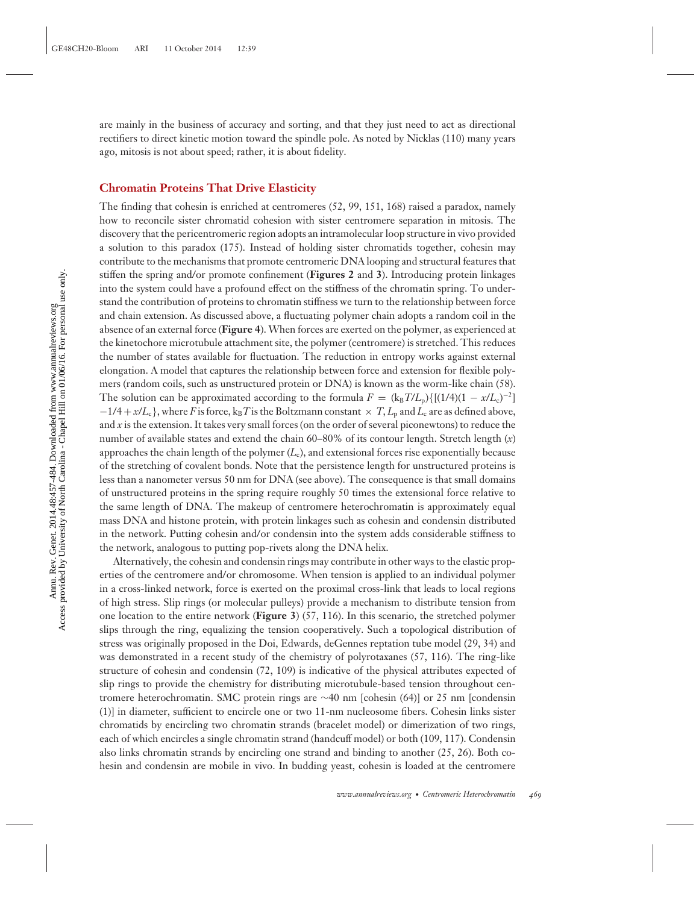are mainly in the business of accuracy and sorting, and that they just need to act as directional rectifiers to direct kinetic motion toward the spindle pole. As noted by Nicklas (110) many years ago, mitosis is not about speed; rather, it is about fidelity.

## Chromatin Proteins That Drive Elasticity

The finding that cohesin is enriched at centromeres (52, 99, 151, 168) raised a paradox, namely how to reconcile sister chromatid cohesion with sister centromere separation in mitosis. The discovery that the pericentromeric region adopts an intramolecular loop structure in vivo provided a solution to this paradox (175). Instead of holding sister chromatids together, cohesin may contribute to the mechanisms that promote centromeric DNA looping and structural features that stiffen the spring and/or promote confinement (**Figures 2** and **3**). Introducing protein linkages into the system could have a profound effect on the stiffness of the chromatin spring. To understand the contribution of proteins to chromatin stiffness we turn to the relationship between force and chain extension. As discussed above, a fluctuating polymer chain adopts a random coil in the absence of an external force (**Figure 4**). When forces are exerted on the polymer, as experienced at the kinetochore microtubule attachment site, the polymer (centromere) is stretched. This reduces the number of states available for fluctuation. The reduction in entropy works against external elongation. A model that captures the relationship between force and extension for flexible polymers (random coils, such as unstructured protein or DNA) is known as the worm-like chain (58). The solution can be approximated according to the formula $F = (k_B T/L_p)\{[(1/4)(1 - x/L_c)^{-2}] - 1/4 + x/L_c\}$, where $F$ is force, $k_B T$ is the Boltzmann constant $\times$ $T$, $L_p$ and $L_c$ are as defined above, and $x$ is the extension. It takes very small forces (on the order of several piconewtons) to reduce the number of available states and extend the chain 60–80% of its contour length. Stretch length ($x$) approaches the chain length of the polymer ($L_c$), and extensional forces rise exponentially because of the stretching of covalent bonds. Note that the persistence length for unstructured proteins is less than a nanometer versus 50 nm for DNA (see above). The consequence is that small domains of unstructured proteins in the spring require roughly 50 times the extensional force relative to the same length of DNA. The makeup of centromere heterochromatin is approximately equal mass DNA and histone protein, with protein linkages such as cohesin and condensin distributed in the network. Putting cohesin and/or condensin into the system adds considerable stiffness to the network, analogous to putting pop-rivets along the DNA helix.

Alternatively, the cohesin and condensin rings may contribute in other ways to the elastic properties of the centromere and/or chromosome. When tension is applied to an individual polymer in a cross-linked network, force is exerted on the proximal cross-link that leads to local regions of high stress. Slip rings (or molecular pulleys) provide a mechanism to distribute tension from one location to the entire network (**Figure 3**) (57, 116). In this scenario, the stretched polymer slips through the ring, equalizing the tension cooperatively. Such a topological distribution of stress was originally proposed in the Doi, Edwards, deGennes reptation tube model (29, 34) and was demonstrated in a recent study of the chemistry of polyrotaxanes (57, 116). The ring-like structure of cohesin and condensin (72, 109) is indicative of the physical attributes expected of slip rings to provide the chemistry for distributing microtubule-based tension throughout centromere heterochromatin. SMC protein rings are ~40 nm [cohesin (64)] or 25 nm [condensin (1)] in diameter, sufficient to encircle one or two 11-nm nucleosome fibers. Cohesin links sister chromatids by encircling two chromatin strands (bracelet model) or dimerization of two rings, each of which encircles a single chromatin strand (handcuff model) or both (109, 117). Condensin also links chromatin strands by encircling one strand and binding to another (25, 26). Both cohesin and condensin are mobile in vivo. In budding yeast, cohesin is loaded at the centromere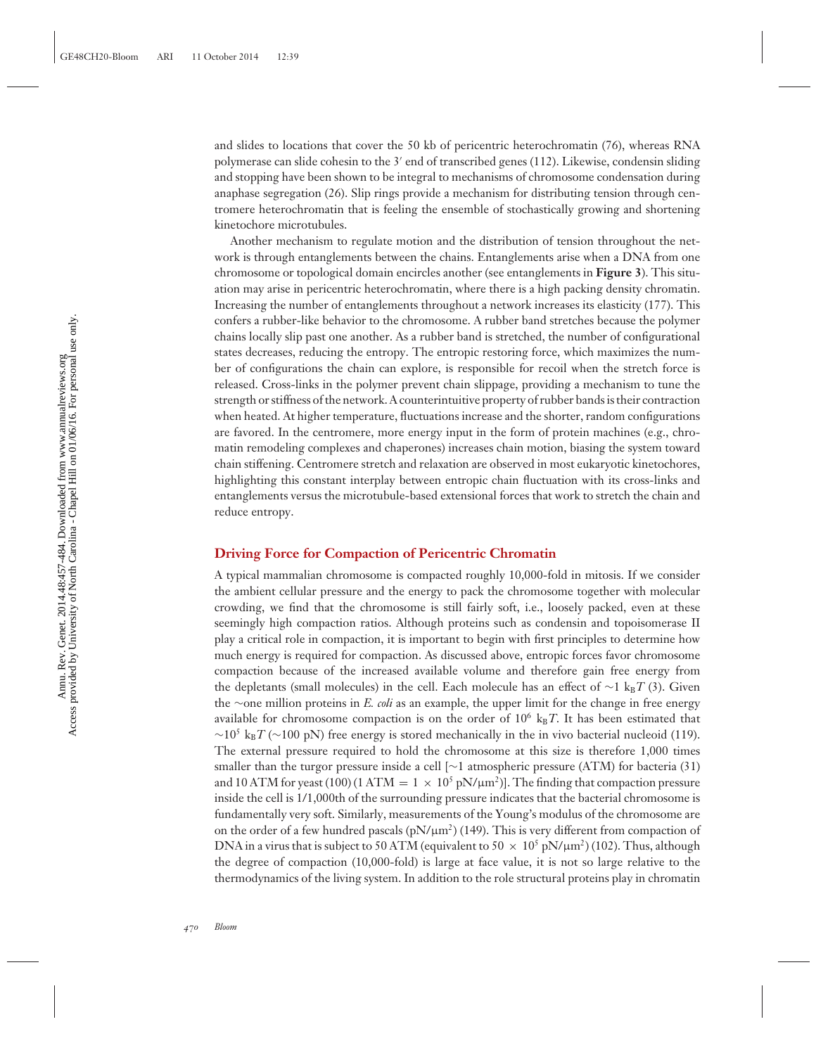and slides to locations that cover the 50 kb of pericentric heterochromatin (76), whereas RNA polymerase can slide cohesin to the 3′ end of transcribed genes (112). Likewise, condensin sliding and stopping have been shown to be integral to mechanisms of chromosome condensation during anaphase segregation (26). Slip rings provide a mechanism for distributing tension through centromere heterochromatin that is feeling the ensemble of stochastically growing and shortening kinetochore microtubules.

Another mechanism to regulate motion and the distribution of tension throughout the network is through entanglements between the chains. Entanglements arise when a DNA from one chromosome or topological domain encircles another (see entanglements in **Figure 3**). This situation may arise in pericentric heterochromatin, where there is a high packing density chromatin. Increasing the number of entanglements throughout a network increases its elasticity (177). This confers a rubber-like behavior to the chromosome. A rubber band stretches because the polymer chains locally slip past one another. As a rubber band is stretched, the number of configurational states decreases, reducing the entropy. The entropic restoring force, which maximizes the number of configurations the chain can explore, is responsible for recoil when the stretch force is released. Cross-links in the polymer prevent chain slippage, providing a mechanism to tune the strength or stiffness of the network. A counterintuitive property of rubber bands is their contraction when heated. At higher temperature, fluctuations increase and the shorter, random configurations are favored. In the centromere, more energy input in the form of protein machines (e.g., chromatin remodeling complexes and chaperones) increases chain motion, biasing the system toward chain stiffening. Centromere stretch and relaxation are observed in most eukaryotic kinetochores, highlighting this constant interplay between entropic chain fluctuation with its cross-links and entanglements versus the microtubule-based extensional forces that work to stretch the chain and reduce entropy.

## Driving Force for Compaction of Pericentric Chromatin

A typical mammalian chromosome is compacted roughly 10,000-fold in mitosis. If we consider the ambient cellular pressure and the energy to pack the chromosome together with molecular crowding, we find that the chromosome is still fairly soft, i.e., loosely packed, even at these seemingly high compaction ratios. Although proteins such as condensin and topoisomerase II play a critical role in compaction, it is important to begin with first principles to determine how much energy is required for compaction. As discussed above, entropic forces favor chromosome compaction because of the increased available volume and therefore gain free energy from the depletants (small molecules) in the cell. Each molecule has an effect of $\sim 1\ k_BT$ (3). Given the ~one million proteins in *E. coli* as an example, the upper limit for the change in free energy available for chromosome compaction is on the order of $10^6\ k_BT$. It has been estimated that $\sim 10^5\ k_BT$ (~100 pN) free energy is stored mechanically in the in vivo bacterial nucleoid (119). The external pressure required to hold the chromosome at this size is therefore 1,000 times smaller than the turgor pressure inside a cell [~1 atmospheric pressure (ATM) for bacteria (31) and 10 ATM for yeast (100) (1 ATM = $1 \times 10^5$ pN/μm$^2$)]. The finding that compaction pressure inside the cell is 1/1,000th of the surrounding pressure indicates that the bacterial chromosome is fundamentally very soft. Similarly, measurements of the Young's modulus of the chromosome are on the order of a few hundred pascals (pN/μm$^2$) (149). This is very different from compaction of DNA in a virus that is subject to 50 ATM (equivalent to $50 \times 10^5$ pN/μm$^2$) (102). Thus, although the degree of compaction (10,000-fold) is large at face value, it is not so large relative to the thermodynamics of the living system. In addition to the role structural proteins play in chromatin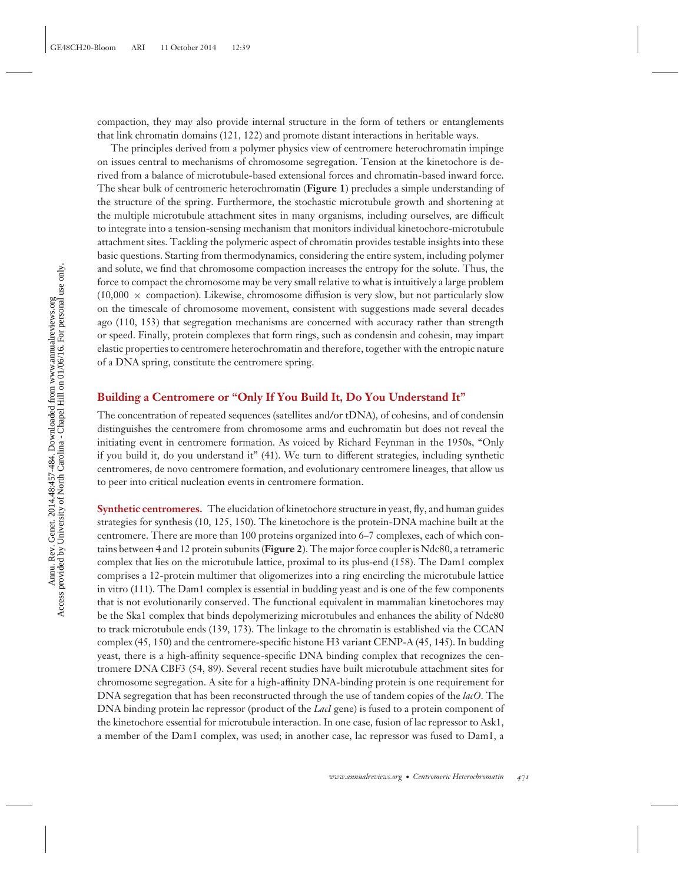compaction, they may also provide internal structure in the form of tethers or entanglements that link chromatin domains (121, 122) and promote distant interactions in heritable ways.

The principles derived from a polymer physics view of centromere heterochromatin impinge on issues central to mechanisms of chromosome segregation. Tension at the kinetochore is derived from a balance of microtubule-based extensional forces and chromatin-based inward force. The shear bulk of centromeric heterochromatin (**Figure 1**) precludes a simple understanding of the structure of the spring. Furthermore, the stochastic microtubule growth and shortening at the multiple microtubule attachment sites in many organisms, including ourselves, are difficult to integrate into a tension-sensing mechanism that monitors individual kinetochore-microtubule attachment sites. Tackling the polymeric aspect of chromatin provides testable insights into these basic questions. Starting from thermodynamics, considering the entire system, including polymer and solute, we find that chromosome compaction increases the entropy for the solute. Thus, the force to compact the chromosome may be very small relative to what is intuitively a large problem ($10{,}000 \times$ compaction). Likewise, chromosome diffusion is very slow, but not particularly slow on the timescale of chromosome movement, consistent with suggestions made several decades ago (110, 153) that segregation mechanisms are concerned with accuracy rather than strength or speed. Finally, protein complexes that form rings, such as condensin and cohesin, may impart elastic properties to centromere heterochromatin and therefore, together with the entropic nature of a DNA spring, constitute the centromere spring.

## Building a Centromere or "Only If You Build It, Do You Understand It"

The concentration of repeated sequences (satellites and/or tDNA), of cohesins, and of condensin distinguishes the centromere from chromosome arms and euchromatin but does not reveal the initiating event in centromere formation. As voiced by Richard Feynman in the 1950s, "Only if you build it, do you understand it" (41). We turn to different strategies, including synthetic centromeres, de novo centromere formation, and evolutionary centromere lineages, that allow us to peer into critical nucleation events in centromere formation.

**Synthetic centromeres.** The elucidation of kinetochore structure in yeast, fly, and human guides strategies for synthesis (10, 125, 150). The kinetochore is the protein-DNA machine built at the centromere. There are more than 100 proteins organized into 6–7 complexes, each of which contains between 4 and 12 protein subunits (**Figure 2**). The major force coupler is Ndc80, a tetrameric complex that lies on the microtubule lattice, proximal to its plus-end (158). The Dam1 complex comprises a 12-protein multimer that oligomerizes into a ring encircling the microtubule lattice in vitro (111). The Dam1 complex is essential in budding yeast and is one of the few components that is not evolutionarily conserved. The functional equivalent in mammalian kinetochores may be the Ska1 complex that binds depolymerizing microtubules and enhances the ability of Ndc80 to track microtubule ends (139, 173). The linkage to the chromatin is established via the CCAN complex (45, 150) and the centromere-specific histone H3 variant CENP-A (45, 145). In budding yeast, there is a high-affinity sequence-specific DNA binding complex that recognizes the centromere DNA CBF3 (54, 89). Several recent studies have built microtubule attachment sites for chromosome segregation. A site for a high-affinity DNA-binding protein is one requirement for DNA segregation that has been reconstructed through the use of tandem copies of the *lacO*. The DNA binding protein lac repressor (product of the *LacI* gene) is fused to a protein component of the kinetochore essential for microtubule interaction. In one case, fusion of lac repressor to Ask1, a member of the Dam1 complex, was used; in another case, lac repressor was fused to Dam1, a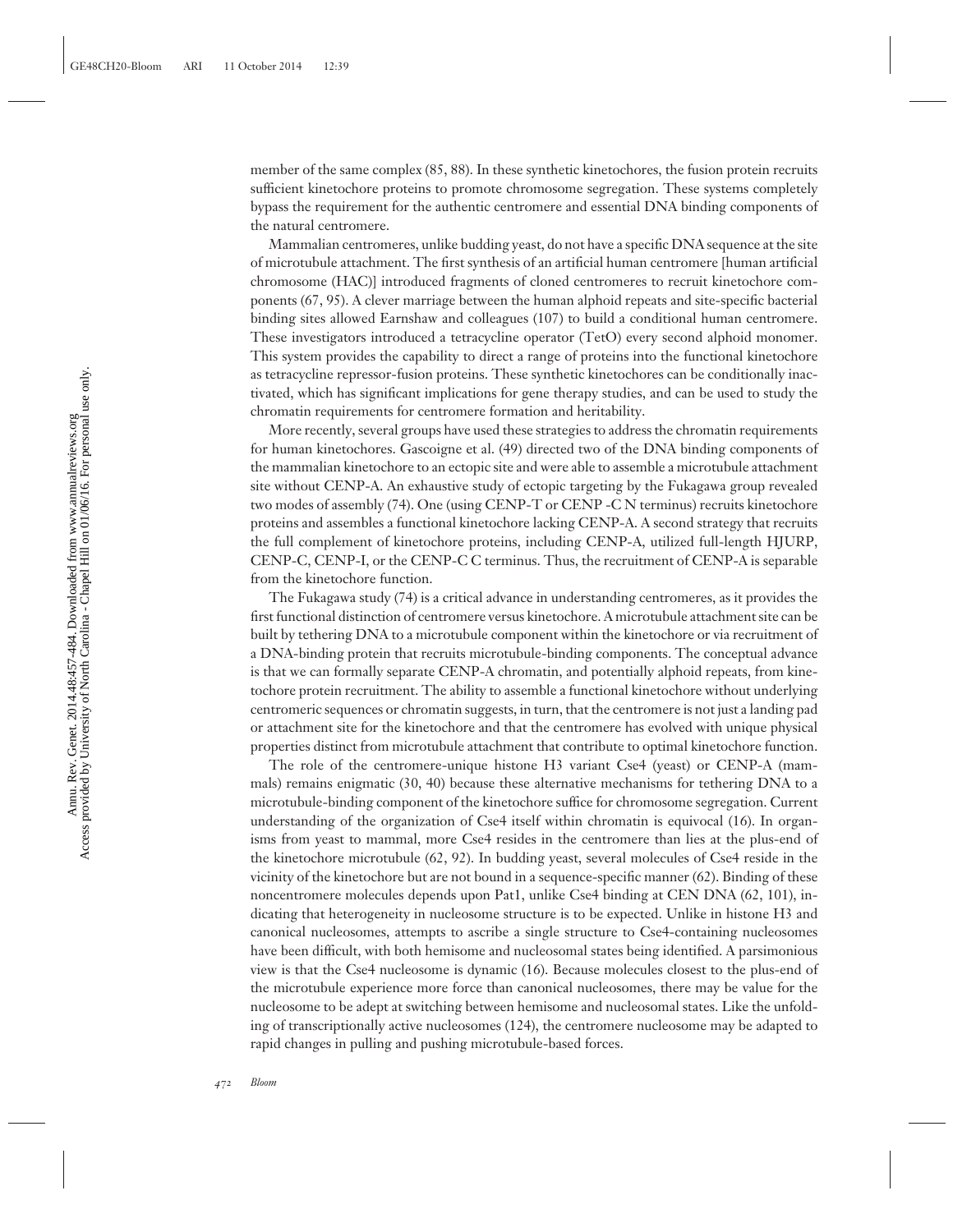member of the same complex (85, 88). In these synthetic kinetochores, the fusion protein recruits sufficient kinetochore proteins to promote chromosome segregation. These systems completely bypass the requirement for the authentic centromere and essential DNA binding components of the natural centromere.

Mammalian centromeres, unlike budding yeast, do not have a specific DNA sequence at the site of microtubule attachment. The first synthesis of an artificial human centromere [human artificial chromosome (HAC)] introduced fragments of cloned centromeres to recruit kinetochore components (67, 95). A clever marriage between the human alphoid repeats and site-specific bacterial binding sites allowed Earnshaw and colleagues (107) to build a conditional human centromere. These investigators introduced a tetracycline operator (TetO) every second alphoid monomer. This system provides the capability to direct a range of proteins into the functional kinetochore as tetracycline repressor-fusion proteins. These synthetic kinetochores can be conditionally inactivated, which has significant implications for gene therapy studies, and can be used to study the chromatin requirements for centromere formation and heritability.

More recently, several groups have used these strategies to address the chromatin requirements for human kinetochores. Gascoigne et al. (49) directed two of the DNA binding components of the mammalian kinetochore to an ectopic site and were able to assemble a microtubule attachment site without CENP-A. An exhaustive study of ectopic targeting by the Fukagawa group revealed two modes of assembly (74). One (using CENP-T or CENP -C N terminus) recruits kinetochore proteins and assembles a functional kinetochore lacking CENP-A. A second strategy that recruits the full complement of kinetochore proteins, including CENP-A, utilized full-length HJURP, CENP-C, CENP-I, or the CENP-C C terminus. Thus, the recruitment of CENP-A is separable from the kinetochore function.

The Fukagawa study (74) is a critical advance in understanding centromeres, as it provides the first functional distinction of centromere versus kinetochore. A microtubule attachment site can be built by tethering DNA to a microtubule component within the kinetochore or via recruitment of a DNA-binding protein that recruits microtubule-binding components. The conceptual advance is that we can formally separate CENP-A chromatin, and potentially alphoid repeats, from kinetochore protein recruitment. The ability to assemble a functional kinetochore without underlying centromeric sequences or chromatin suggests, in turn, that the centromere is not just a landing pad or attachment site for the kinetochore and that the centromere has evolved with unique physical properties distinct from microtubule attachment that contribute to optimal kinetochore function.

The role of the centromere-unique histone H3 variant Cse4 (yeast) or CENP-A (mammals) remains enigmatic (30, 40) because these alternative mechanisms for tethering DNA to a microtubule-binding component of the kinetochore suffice for chromosome segregation. Current understanding of the organization of Cse4 itself within chromatin is equivocal (16). In organisms from yeast to mammal, more Cse4 resides in the centromere than lies at the plus-end of the kinetochore microtubule (62, 92). In budding yeast, several molecules of Cse4 reside in the vicinity of the kinetochore but are not bound in a sequence-specific manner (62). Binding of these noncentromere molecules depends upon Pat1, unlike Cse4 binding at CEN DNA (62, 101), indicating that heterogeneity in nucleosome structure is to be expected. Unlike in histone H3 and canonical nucleosomes, attempts to ascribe a single structure to Cse4-containing nucleosomes have been difficult, with both hemisome and nucleosomal states being identified. A parsimonious view is that the Cse4 nucleosome is dynamic (16). Because molecules closest to the plus-end of the microtubule experience more force than canonical nucleosomes, there may be value for the nucleosome to be adept at switching between hemisome and nucleosomal states. Like the unfolding of transcriptionally active nucleosomes (124), the centromere nucleosome may be adapted to rapid changes in pulling and pushing microtubule-based forces.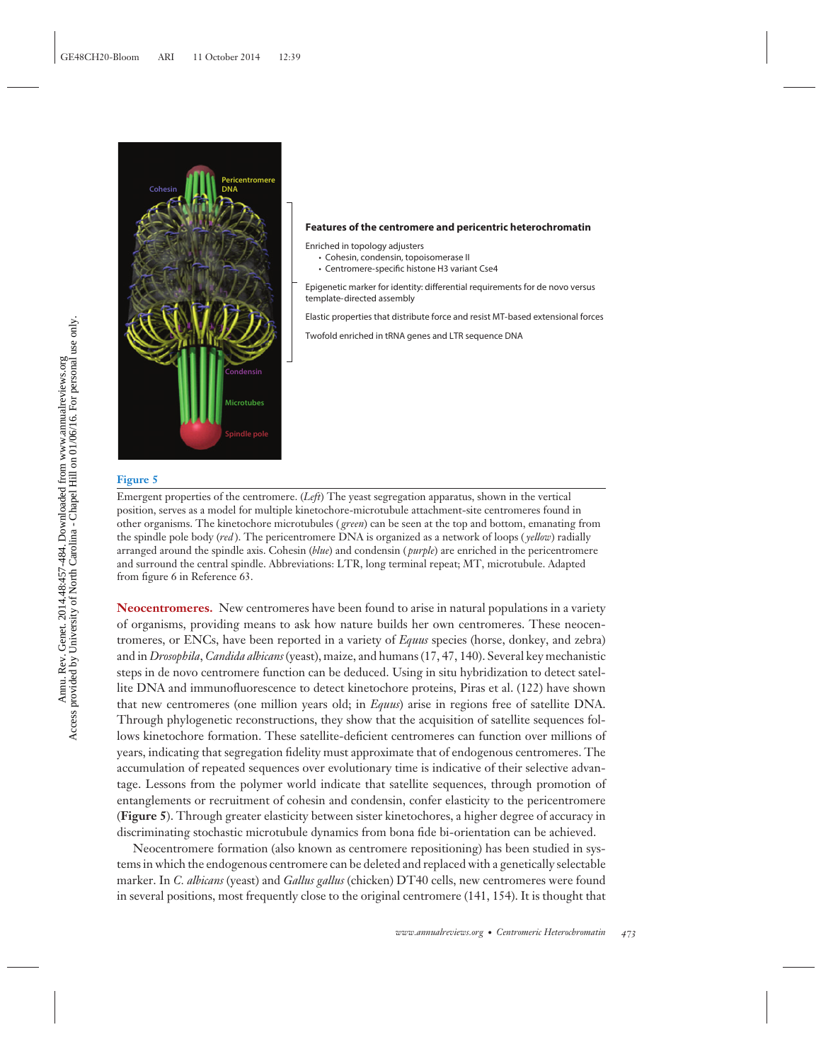**Features of the centromere and pericentric heterochromatin**

Enriched in topology adjusters

- Cohesin, condensin, topoisomerase II
- Centromere-specific histone H3 variant Cse4

Epigenetic marker for identity: differential requirements for de novo versus template-directed assembly

Elastic properties that distribute force and resist MT-based extensional forces

Twofold enriched in tRNA genes and LTR sequence DNA

**Figure 5**

Emergent properties of the centromere. (*Left*) The yeast segregation apparatus, shown in the vertical position, serves as a model for multiple kinetochore-microtubule attachment-site centromeres found in other organisms. The kinetochore microtubules (*green*) can be seen at the top and bottom, emanating from the spindle pole body (*red*). The pericentromere DNA is organized as a network of loops (*yellow*) radially arranged around the spindle axis. Cohesin (*blue*) and condensin (*purple*) are enriched in the pericentromere and surround the central spindle. Abbreviations: LTR, long terminal repeat; MT, microtubule. Adapted from figure 6 in Reference 63.

**Neocentromeres.** New centromeres have been found to arise in natural populations in a variety of organisms, providing means to ask how nature builds her own centromeres. These neocentromeres, or ENCs, have been reported in a variety of *Equus* species (horse, donkey, and zebra) and in *Drosophila*, *Candida albicans* (yeast), maize, and humans (17, 47, 140). Several key mechanistic steps in de novo centromere function can be deduced. Using in situ hybridization to detect satellite DNA and immunofluorescence to detect kinetochore proteins, Piras et al. (122) have shown that new centromeres (one million years old; in *Equus*) arise in regions free of satellite DNA. Through phylogenetic reconstructions, they show that the acquisition of satellite sequences follows kinetochore formation. These satellite-deficient centromeres can function over millions of years, indicating that segregation fidelity must approximate that of endogenous centromeres. The accumulation of repeated sequences over evolutionary time is indicative of their selective advantage. Lessons from the polymer world indicate that satellite sequences, through promotion of entanglements or recruitment of cohesin and condensin, confer elasticity to the pericentromere (**Figure 5**). Through greater elasticity between sister kinetochores, a higher degree of accuracy in discriminating stochastic microtubule dynamics from bona fide bi-orientation can be achieved.

Neocentromere formation (also known as centromere repositioning) has been studied in systems in which the endogenous centromere can be deleted and replaced with a genetically selectable marker. In *C. albicans* (yeast) and *Gallus gallus* (chicken) DT40 cells, new centromeres were found in several positions, most frequently close to the original centromere (141, 154). It is thought that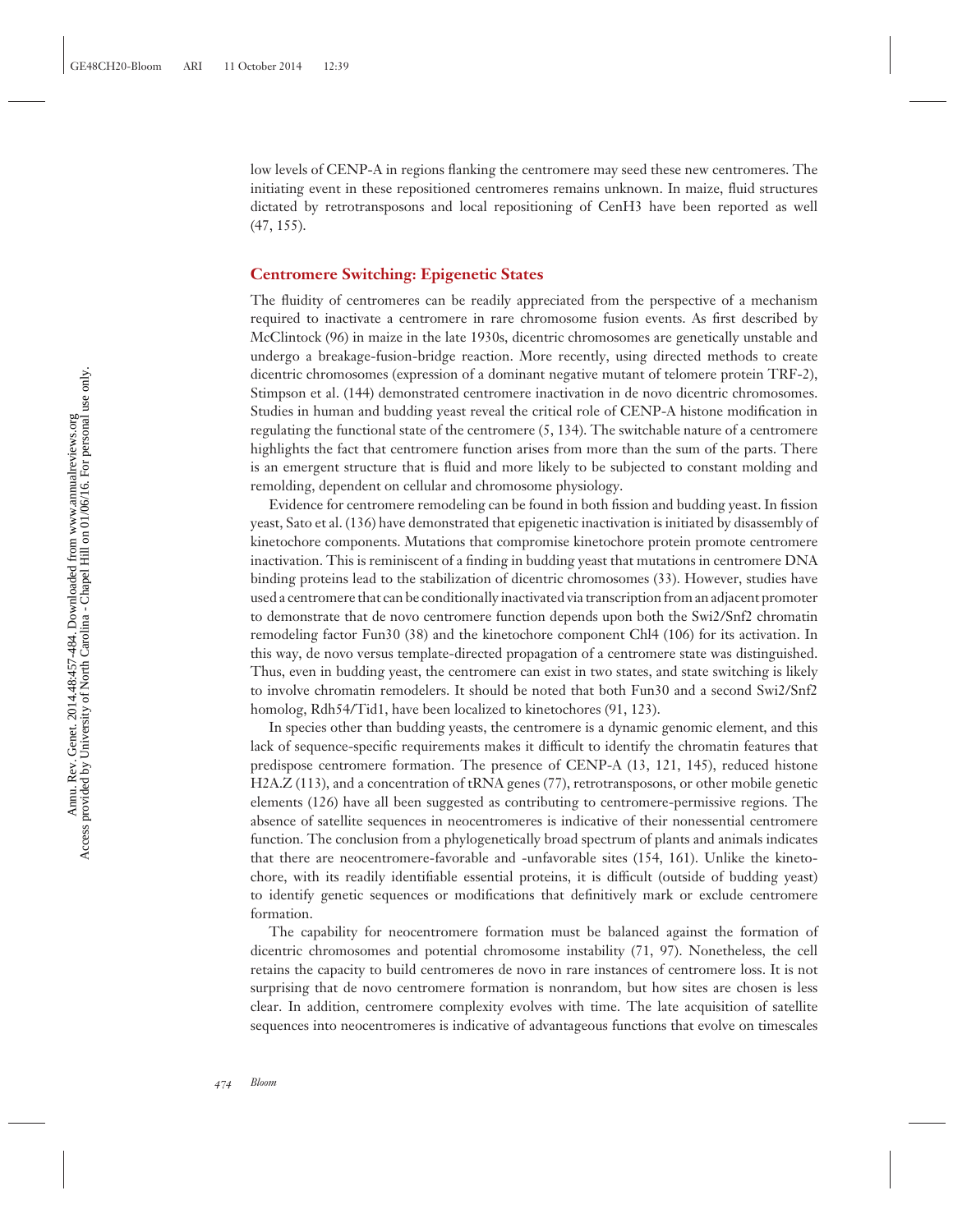low levels of CENP-A in regions flanking the centromere may seed these new centromeres. The initiating event in these repositioned centromeres remains unknown. In maize, fluid structures dictated by retrotransposons and local repositioning of CenH3 have been reported as well (47, 155).

## Centromere Switching: Epigenetic States

The fluidity of centromeres can be readily appreciated from the perspective of a mechanism required to inactivate a centromere in rare chromosome fusion events. As first described by McClintock (96) in maize in the late 1930s, dicentric chromosomes are genetically unstable and undergo a breakage-fusion-bridge reaction. More recently, using directed methods to create dicentric chromosomes (expression of a dominant negative mutant of telomere protein TRF-2), Stimpson et al. (144) demonstrated centromere inactivation in de novo dicentric chromosomes. Studies in human and budding yeast reveal the critical role of CENP-A histone modification in regulating the functional state of the centromere (5, 134). The switchable nature of a centromere highlights the fact that centromere function arises from more than the sum of the parts. There is an emergent structure that is fluid and more likely to be subjected to constant molding and remolding, dependent on cellular and chromosome physiology.

Evidence for centromere remodeling can be found in both fission and budding yeast. In fission yeast, Sato et al. (136) have demonstrated that epigenetic inactivation is initiated by disassembly of kinetochore components. Mutations that compromise kinetochore protein promote centromere inactivation. This is reminiscent of a finding in budding yeast that mutations in centromere DNA binding proteins lead to the stabilization of dicentric chromosomes (33). However, studies have used a centromere that can be conditionally inactivated via transcription from an adjacent promoter to demonstrate that de novo centromere function depends upon both the Swi2/Snf2 chromatin remodeling factor Fun30 (38) and the kinetochore component Chl4 (106) for its activation. In this way, de novo versus template-directed propagation of a centromere state was distinguished. Thus, even in budding yeast, the centromere can exist in two states, and state switching is likely to involve chromatin remodelers. It should be noted that both Fun30 and a second Swi2/Snf2 homolog, Rdh54/Tid1, have been localized to kinetochores (91, 123).

In species other than budding yeasts, the centromere is a dynamic genomic element, and this lack of sequence-specific requirements makes it difficult to identify the chromatin features that predispose centromere formation. The presence of CENP-A (13, 121, 145), reduced histone H2A.Z (113), and a concentration of tRNA genes (77), retrotransposons, or other mobile genetic elements (126) have all been suggested as contributing to centromere-permissive regions. The absence of satellite sequences in neocentromeres is indicative of their nonessential centromere function. The conclusion from a phylogenetically broad spectrum of plants and animals indicates that there are neocentromere-favorable and -unfavorable sites (154, 161). Unlike the kinetochore, with its readily identifiable essential proteins, it is difficult (outside of budding yeast) to identify genetic sequences or modifications that definitively mark or exclude centromere formation.

The capability for neocentromere formation must be balanced against the formation of dicentric chromosomes and potential chromosome instability (71, 97). Nonetheless, the cell retains the capacity to build centromeres de novo in rare instances of centromere loss. It is not surprising that de novo centromere formation is nonrandom, but how sites are chosen is less clear. In addition, centromere complexity evolves with time. The late acquisition of satellite sequences into neocentromeres is indicative of advantageous functions that evolve on timescales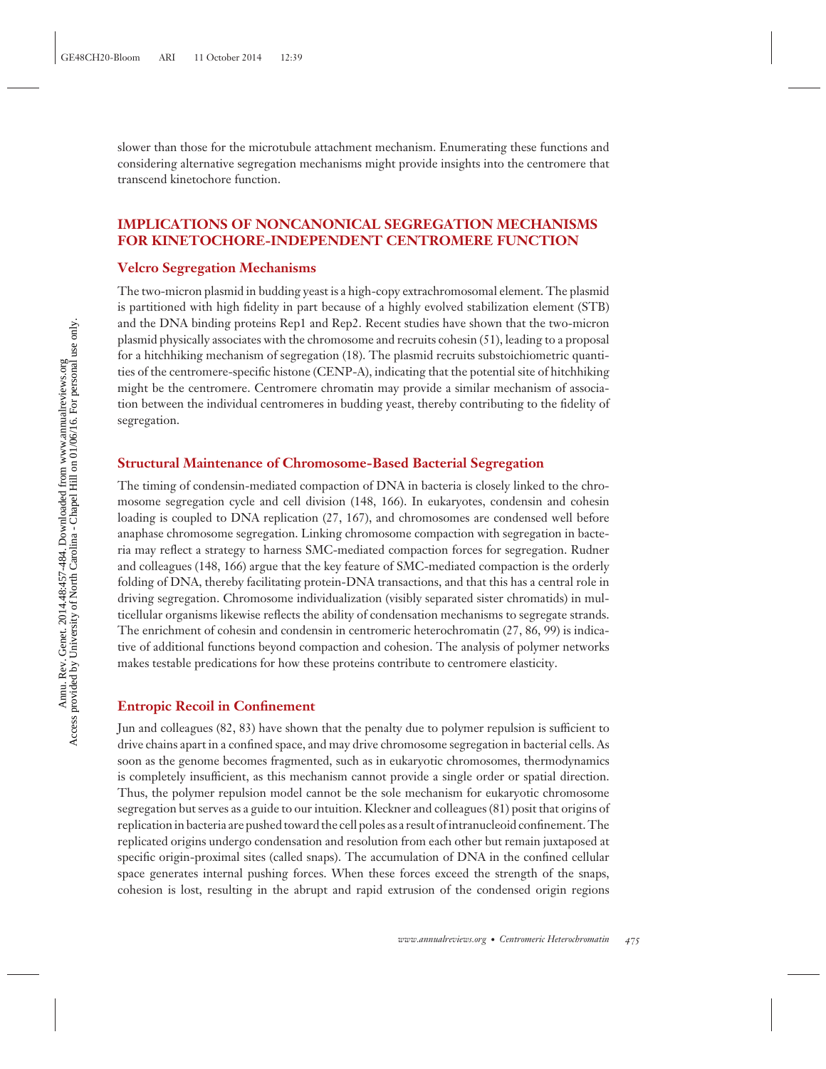slower than those for the microtubule attachment mechanism. Enumerating these functions and considering alternative segregation mechanisms might provide insights into the centromere that transcend kinetochore function.

## IMPLICATIONS OF NONCANONICAL SEGREGATION MECHANISMS FOR KINETOCHORE-INDEPENDENT CENTROMERE FUNCTION

### Velcro Segregation Mechanisms

The two-micron plasmid in budding yeast is a high-copy extrachromosomal element. The plasmid is partitioned with high fidelity in part because of a highly evolved stabilization element (STB) and the DNA binding proteins Rep1 and Rep2. Recent studies have shown that the two-micron plasmid physically associates with the chromosome and recruits cohesin (51), leading to a proposal for a hitchhiking mechanism of segregation (18). The plasmid recruits substoichiometric quantities of the centromere-specific histone (CENP-A), indicating that the potential site of hitchhiking might be the centromere. Centromere chromatin may provide a similar mechanism of association between the individual centromeres in budding yeast, thereby contributing to the fidelity of segregation.

### Structural Maintenance of Chromosome-Based Bacterial Segregation

The timing of condensin-mediated compaction of DNA in bacteria is closely linked to the chromosome segregation cycle and cell division (148, 166). In eukaryotes, condensin and cohesin loading is coupled to DNA replication (27, 167), and chromosomes are condensed well before anaphase chromosome segregation. Linking chromosome compaction with segregation in bacteria may reflect a strategy to harness SMC-mediated compaction forces for segregation. Rudner and colleagues (148, 166) argue that the key feature of SMC-mediated compaction is the orderly folding of DNA, thereby facilitating protein-DNA transactions, and that this has a central role in driving segregation. Chromosome individualization (visibly separated sister chromatids) in multicellular organisms likewise reflects the ability of condensation mechanisms to segregate strands. The enrichment of cohesin and condensin in centromeric heterochromatin (27, 86, 99) is indicative of additional functions beyond compaction and cohesion. The analysis of polymer networks makes testable predications for how these proteins contribute to centromere elasticity.

### Entropic Recoil in Confinement

Jun and colleagues (82, 83) have shown that the penalty due to polymer repulsion is sufficient to drive chains apart in a confined space, and may drive chromosome segregation in bacterial cells. As soon as the genome becomes fragmented, such as in eukaryotic chromosomes, thermodynamics is completely insufficient, as this mechanism cannot provide a single order or spatial direction. Thus, the polymer repulsion model cannot be the sole mechanism for eukaryotic chromosome segregation but serves as a guide to our intuition. Kleckner and colleagues (81) posit that origins of replication in bacteria are pushed toward the cell poles as a result of intranucleoid confinement. The replicated origins undergo condensation and resolution from each other but remain juxtaposed at specific origin-proximal sites (called snaps). The accumulation of DNA in the confined cellular space generates internal pushing forces. When these forces exceed the strength of the snaps, cohesion is lost, resulting in the abrupt and rapid extrusion of the condensed origin regions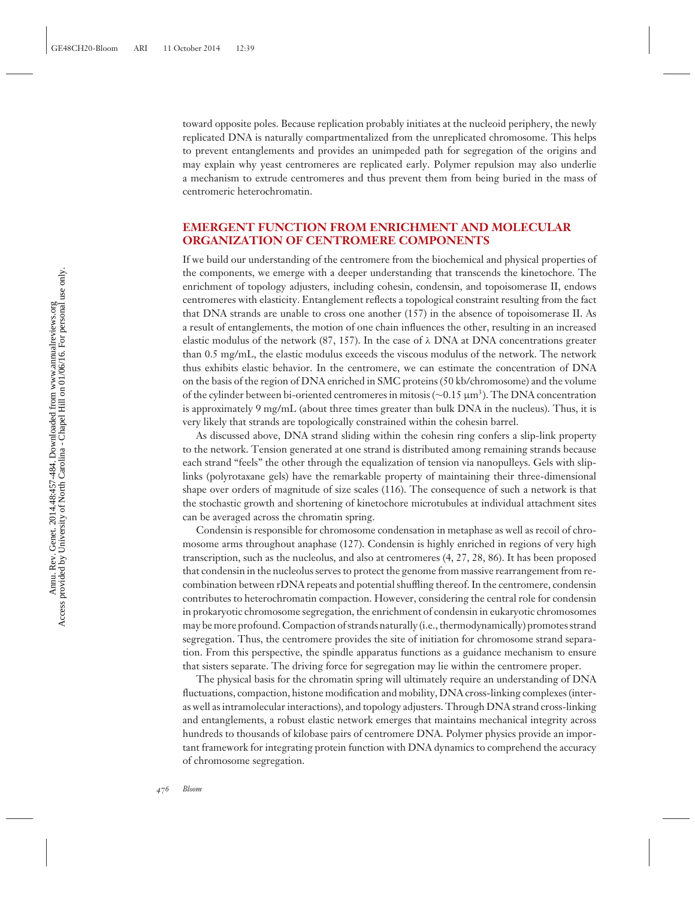toward opposite poles. Because replication probably initiates at the nucleoid periphery, the newly replicated DNA is naturally compartmentalized from the unreplicated chromosome. This helps to prevent entanglements and provides an unimpeded path for segregation of the origins and may explain why yeast centromeres are replicated early. Polymer repulsion may also underlie a mechanism to extrude centromeres and thus prevent them from being buried in the mass of centromeric heterochromatin.

## EMERGENT FUNCTION FROM ENRICHMENT AND MOLECULAR ORGANIZATION OF CENTROMERE COMPONENTS

If we build our understanding of the centromere from the biochemical and physical properties of the components, we emerge with a deeper understanding that transcends the kinetochore. The enrichment of topology adjusters, including cohesin, condensin, and topoisomerase II, endows centromeres with elasticity. Entanglement reflects a topological constraint resulting from the fact that DNA strands are unable to cross one another (157) in the absence of topoisomerase II. As a result of entanglements, the motion of one chain influences the other, resulting in an increased elastic modulus of the network (87, 157). In the case of λ DNA at DNA concentrations greater than 0.5 mg/mL, the elastic modulus exceeds the viscous modulus of the network. The network thus exhibits elastic behavior. In the centromere, we can estimate the concentration of DNA on the basis of the region of DNA enriched in SMC proteins (50 kb/chromosome) and the volume of the cylinder between bi-oriented centromeres in mitosis (~0.15 μm$^3$). The DNA concentration is approximately 9 mg/mL (about three times greater than bulk DNA in the nucleus). Thus, it is very likely that strands are topologically constrained within the cohesin barrel.

As discussed above, DNA strand sliding within the cohesin ring confers a slip-link property to the network. Tension generated at one strand is distributed among remaining strands because each strand "feels" the other through the equalization of tension via nanopulleys. Gels with slip-links (polyrotaxane gels) have the remarkable property of maintaining their three-dimensional shape over orders of magnitude of size scales (116). The consequence of such a network is that the stochastic growth and shortening of kinetochore microtubules at individual attachment sites can be averaged across the chromatin spring.

Condensin is responsible for chromosome condensation in metaphase as well as recoil of chromosome arms throughout anaphase (127). Condensin is highly enriched in regions of very high transcription, such as the nucleolus, and also at centromeres (4, 27, 28, 86). It has been proposed that condensin in the nucleolus serves to protect the genome from massive rearrangement from recombination between rDNA repeats and potential shuffling thereof. In the centromere, condensin contributes to heterochromatin compaction. However, considering the central role for condensin in prokaryotic chromosome segregation, the enrichment of condensin in eukaryotic chromosomes may be more profound. Compaction of strands naturally (i.e., thermodynamically) promotes strand segregation. Thus, the centromere provides the site of initiation for chromosome strand separation. From this perspective, the spindle apparatus functions as a guidance mechanism to ensure that sisters separate. The driving force for segregation may lie within the centromere proper.

The physical basis for the chromatin spring will ultimately require an understanding of DNA fluctuations, compaction, histone modification and mobility, DNA cross-linking complexes (inter- as well as intramolecular interactions), and topology adjusters. Through DNA strand cross-linking and entanglements, a robust elastic network emerges that maintains mechanical integrity across hundreds to thousands of kilobase pairs of centromere DNA. Polymer physics provide an important framework for integrating protein function with DNA dynamics to comprehend the accuracy of chromosome segregation.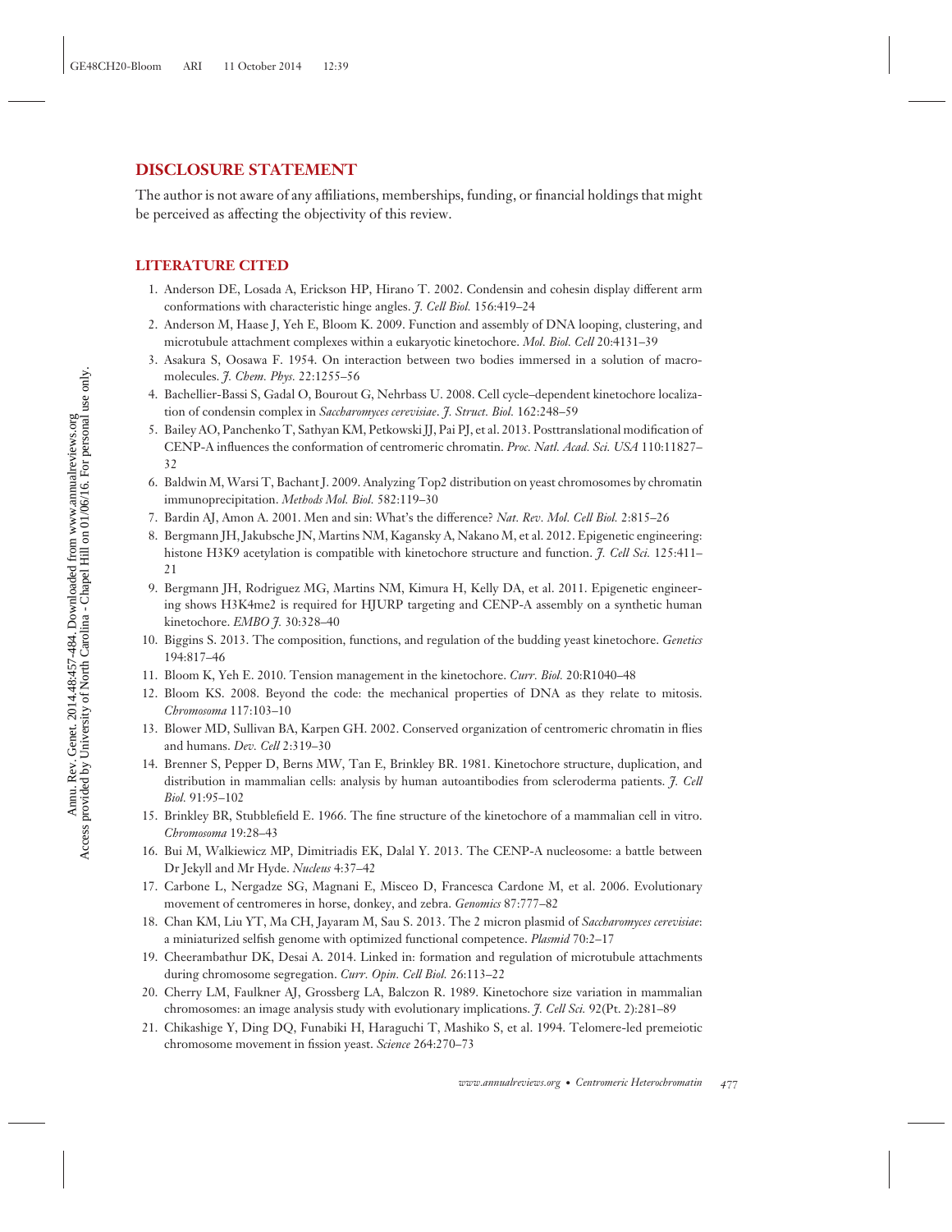## DISCLOSURE STATEMENT

The author is not aware of any affiliations, memberships, funding, or financial holdings that might be perceived as affecting the objectivity of this review.

## LITERATURE CITED

1. Anderson DE, Losada A, Erickson HP, Hirano T. 2002. Condensin and cohesin display different arm conformations with characteristic hinge angles. *J. Cell Biol.* 156:419–24
2. Anderson M, Haase J, Yeh E, Bloom K. 2009. Function and assembly of DNA looping, clustering, and microtubule attachment complexes within a eukaryotic kinetochore. *Mol. Biol. Cell* 20:4131–39
3. Asakura S, Oosawa F. 1954. On interaction between two bodies immersed in a solution of macromolecules. *J. Chem. Phys.* 22:1255–56
4. Bachellier-Bassi S, Gadal O, Bourout G, Nehrbass U. 2008. Cell cycle–dependent kinetochore localization of condensin complex in *Saccharomyces cerevisiae*. *J. Struct. Biol.* 162:248–59
5. Bailey AO, Panchenko T, Sathyan KM, Petkowski JJ, Pai PJ, et al. 2013. Posttranslational modification of CENP-A influences the conformation of centromeric chromatin. *Proc. Natl. Acad. Sci. USA* 110:11827–32
6. Baldwin M, Warsi T, Bachant J. 2009. Analyzing Top2 distribution on yeast chromosomes by chromatin immunoprecipitation. *Methods Mol. Biol.* 582:119–30
7. Bardin AJ, Amon A. 2001. Men and sin: What's the difference? *Nat. Rev. Mol. Cell Biol.* 2:815–26
8. Bergmann JH, Jakubsche JN, Martins NM, Kagansky A, Nakano M, et al. 2012. Epigenetic engineering: histone H3K9 acetylation is compatible with kinetochore structure and function. *J. Cell Sci.* 125:411–21
9. Bergmann JH, Rodriguez MG, Martins NM, Kimura H, Kelly DA, et al. 2011. Epigenetic engineering shows H3K4me2 is required for HJURP targeting and CENP-A assembly on a synthetic human kinetochore. *EMBO J.* 30:328–40
10. Biggins S. 2013. The composition, functions, and regulation of the budding yeast kinetochore. *Genetics* 194:817–46
11. Bloom K, Yeh E. 2010. Tension management in the kinetochore. *Curr. Biol.* 20:R1040–48
12. Bloom KS. 2008. Beyond the code: the mechanical properties of DNA as they relate to mitosis. *Chromosoma* 117:103–10
13. Blower MD, Sullivan BA, Karpen GH. 2002. Conserved organization of centromeric chromatin in flies and humans. *Dev. Cell* 2:319–30
14. Brenner S, Pepper D, Berns MW, Tan E, Brinkley BR. 1981. Kinetochore structure, duplication, and distribution in mammalian cells: analysis by human autoantibodies from scleroderma patients. *J. Cell Biol.* 91:95–102
15. Brinkley BR, Stubblefield E. 1966. The fine structure of the kinetochore of a mammalian cell in vitro. *Chromosoma* 19:28–43
16. Bui M, Walkiewicz MP, Dimitriadis EK, Dalal Y. 2013. The CENP-A nucleosome: a battle between Dr Jekyll and Mr Hyde. *Nucleus* 4:37–42
17. Carbone L, Nergadze SG, Magnani E, Misceo D, Francesca Cardone M, et al. 2006. Evolutionary movement of centromeres in horse, donkey, and zebra. *Genomics* 87:777–82
18. Chan KM, Liu YT, Ma CH, Jayaram M, Sau S. 2013. The 2 micron plasmid of *Saccharomyces cerevisiae*: a miniaturized selfish genome with optimized functional competence. *Plasmid* 70:2–17
19. Cheerambathur DK, Desai A. 2014. Linked in: formation and regulation of microtubule attachments during chromosome segregation. *Curr. Opin. Cell Biol.* 26:113–22
20. Cherry LM, Faulkner AJ, Grossberg LA, Balczon R. 1989. Kinetochore size variation in mammalian chromosomes: an image analysis study with evolutionary implications. *J. Cell Sci.* 92(Pt. 2):281–89
21. Chikashige Y, Ding DQ, Funabiki H, Haraguchi T, Mashiko S, et al. 1994. Telomere-led premeiotic chromosome movement in fission yeast. *Science* 264:270–73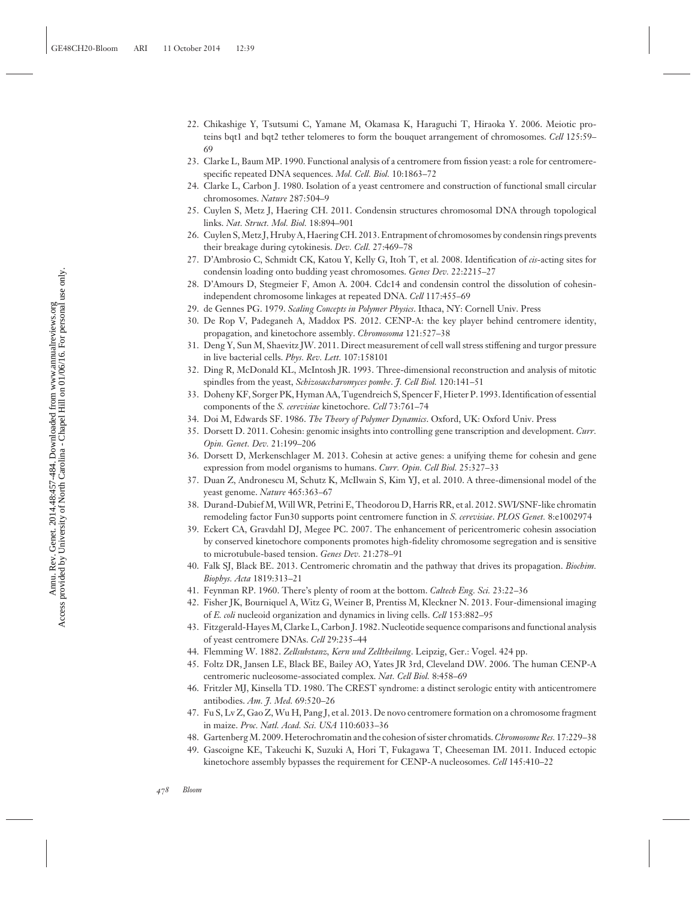22. Chikashige Y, Tsutsumi C, Yamane M, Okamasa K, Haraguchi T, Hiraoka Y. 2006. Meiotic proteins bqt1 and bqt2 tether telomeres to form the bouquet arrangement of chromosomes. *Cell* 125:59–69
23. Clarke L, Baum MP. 1990. Functional analysis of a centromere from fission yeast: a role for centromere-specific repeated DNA sequences. *Mol. Cell. Biol.* 10:1863–72
24. Clarke L, Carbon J. 1980. Isolation of a yeast centromere and construction of functional small circular chromosomes. *Nature* 287:504–9
25. Cuylen S, Metz J, Haering CH. 2011. Condensin structures chromosomal DNA through topological links. *Nat. Struct. Mol. Biol.* 18:894–901
26. Cuylen S, Metz J, Hruby A, Haering CH. 2013. Entrapment of chromosomes by condensin rings prevents their breakage during cytokinesis. *Dev. Cell.* 27:469–78
27. D'Ambrosio C, Schmidt CK, Katou Y, Kelly G, Itoh T, et al. 2008. Identification of *cis*-acting sites for condensin loading onto budding yeast chromosomes. *Genes Dev.* 22:2215–27
28. D'Amours D, Stegmeier F, Amon A. 2004. Cdc14 and condensin control the dissolution of cohesin-independent chromosome linkages at repeated DNA. *Cell* 117:455–69
29. de Gennes PG. 1979. *Scaling Concepts in Polymer Physics*. Ithaca, NY: Cornell Univ. Press
30. De Rop V, Padeganeh A, Maddox PS. 2012. CENP-A: the key player behind centromere identity, propagation, and kinetochore assembly. *Chromosoma* 121:527–38
31. Deng Y, Sun M, Shaevitz JW. 2011. Direct measurement of cell wall stress stiffening and turgor pressure in live bacterial cells. *Phys. Rev. Lett.* 107:158101
32. Ding R, McDonald KL, McIntosh JR. 1993. Three-dimensional reconstruction and analysis of mitotic spindles from the yeast, *Schizosaccharomyces pombe*. *J. Cell Biol.* 120:141–51
33. Doheny KF, Sorger PK, Hyman AA, Tugendreich S, Spencer F, Hieter P. 1993. Identification of essential components of the *S. cerevisiae* kinetochore. *Cell* 73:761–74
34. Doi M, Edwards SF. 1986. *The Theory of Polymer Dynamics*. Oxford, UK: Oxford Univ. Press
35. Dorsett D. 2011. Cohesin: genomic insights into controlling gene transcription and development. *Curr. Opin. Genet. Dev.* 21:199–206
36. Dorsett D, Merkenschlager M. 2013. Cohesin at active genes: a unifying theme for cohesin and gene expression from model organisms to humans. *Curr. Opin. Cell Biol.* 25:327–33
37. Duan Z, Andronescu M, Schutz K, McIlwain S, Kim YJ, et al. 2010. A three-dimensional model of the yeast genome. *Nature* 465:363–67
38. Durand-Dubief M, Will WR, Petrini E, Theodorou D, Harris RR, et al. 2012. SWI/SNF-like chromatin remodeling factor Fun30 supports point centromere function in *S. cerevisiae*. *PLOS Genet.* 8:e1002974
39. Eckert CA, Gravdahl DJ, Megee PC. 2007. The enhancement of pericentromeric cohesin association by conserved kinetochore components promotes high-fidelity chromosome segregation and is sensitive to microtubule-based tension. *Genes Dev.* 21:278–91
40. Falk SJ, Black BE. 2013. Centromeric chromatin and the pathway that drives its propagation. *Biochim. Biophys. Acta* 1819:313–21
41. Feynman RP. 1960. There's plenty of room at the bottom. *Caltech Eng. Sci.* 23:22–36
42. Fisher JK, Bourniquel A, Witz G, Weiner B, Prentiss M, Kleckner N. 2013. Four-dimensional imaging of *E. coli* nucleoid organization and dynamics in living cells. *Cell* 153:882–95
43. Fitzgerald-Hayes M, Clarke L, Carbon J. 1982. Nucleotide sequence comparisons and functional analysis of yeast centromere DNAs. *Cell* 29:235–44
44. Flemming W. 1882. *Zellsubstanz, Kern und Zelltheilung*. Leipzig, Ger.: Vogel. 424 pp.
45. Foltz DR, Jansen LE, Black BE, Bailey AO, Yates JR 3rd, Cleveland DW. 2006. The human CENP-A centromeric nucleosome-associated complex. *Nat. Cell Biol.* 8:458–69
46. Fritzler MJ, Kinsella TD. 1980. The CREST syndrome: a distinct serologic entity with anticentromere antibodies. *Am. J. Med.* 69:520–26
47. Fu S, Lv Z, Gao Z, Wu H, Pang J, et al. 2013. De novo centromere formation on a chromosome fragment in maize. *Proc. Natl. Acad. Sci. USA* 110:6033–36
48. Gartenberg M. 2009. Heterochromatin and the cohesion of sister chromatids. *Chromosome Res.* 17:229–38
49. Gascoigne KE, Takeuchi K, Suzuki A, Hori T, Fukagawa T, Cheeseman IM. 2011. Induced ectopic kinetochore assembly bypasses the requirement for CENP-A nucleosomes. *Cell* 145:410–22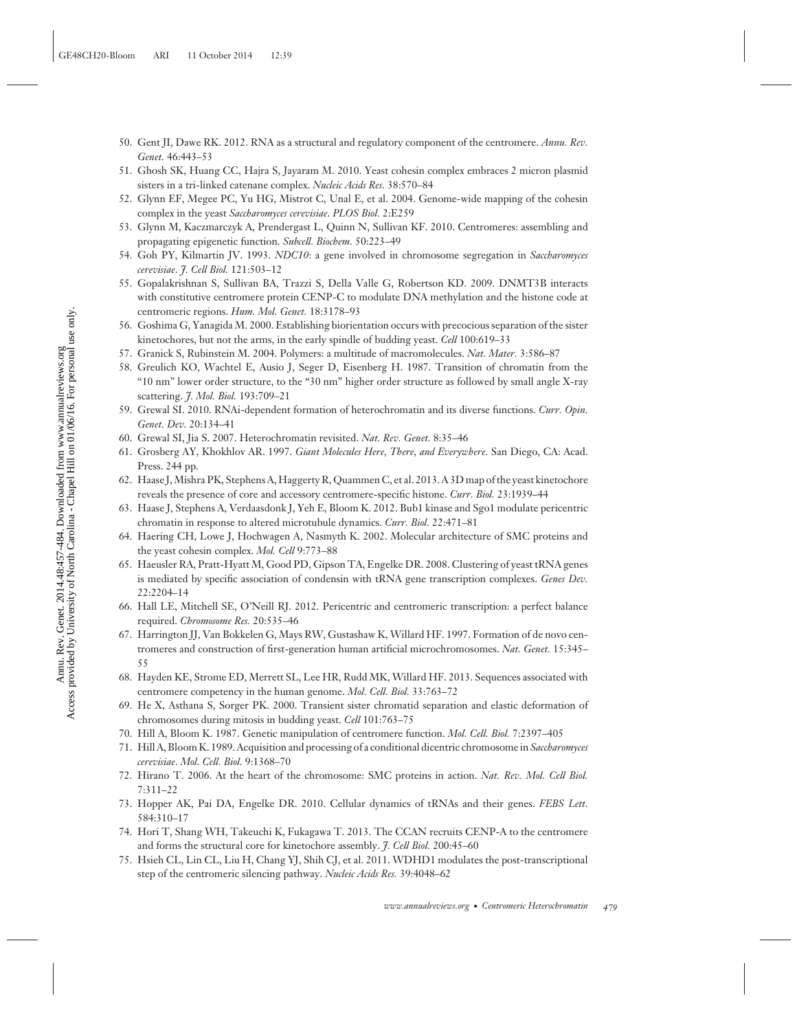50. Gent JI, Dawe RK. 2012. RNA as a structural and regulatory component of the centromere. *Annu. Rev. Genet.* 46:443–53
51. Ghosh SK, Huang CC, Hajra S, Jayaram M. 2010. Yeast cohesin complex embraces 2 micron plasmid sisters in a tri-linked catenane complex. *Nucleic Acids Res.* 38:570–84
52. Glynn EF, Megee PC, Yu HG, Mistrot C, Unal E, et al. 2004. Genome-wide mapping of the cohesin complex in the yeast *Saccharomyces cerevisiae*. *PLOS Biol.* 2:E259
53. Glynn M, Kaczmarczyk A, Prendergast L, Quinn N, Sullivan KF. 2010. Centromeres: assembling and propagating epigenetic function. *Subcell. Biochem.* 50:223–49
54. Goh PY, Kilmartin JV. 1993. *NDC10*: a gene involved in chromosome segregation in *Saccharomyces cerevisiae*. *J. Cell Biol.* 121:503–12
55. Gopalakrishnan S, Sullivan BA, Trazzi S, Della Valle G, Robertson KD. 2009. DNMT3B interacts with constitutive centromere protein CENP-C to modulate DNA methylation and the histone code at centromeric regions. *Hum. Mol. Genet.* 18:3178–93
56. Goshima G, Yanagida M. 2000. Establishing biorientation occurs with precocious separation of the sister kinetochores, but not the arms, in the early spindle of budding yeast. *Cell* 100:619–33
57. Granick S, Rubinstein M. 2004. Polymers: a multitude of macromolecules. *Nat. Mater.* 3:586–87
58. Greulich KO, Wachtel E, Ausio J, Seger D, Eisenberg H. 1987. Transition of chromatin from the "10 nm" lower order structure, to the "30 nm" higher order structure as followed by small angle X-ray scattering. *J. Mol. Biol.* 193:709–21
59. Grewal SI. 2010. RNAi-dependent formation of heterochromatin and its diverse functions. *Curr. Opin. Genet. Dev.* 20:134–41
60. Grewal SI, Jia S. 2007. Heterochromatin revisited. *Nat. Rev. Genet.* 8:35–46
61. Grosberg AY, Khokhlov AR. 1997. *Giant Molecules Here, There, and Everywhere.* San Diego, CA: Acad. Press. 244 pp.
62. Haase J, Mishra PK, Stephens A, Haggerty R, Quammen C, et al. 2013. A 3D map of the yeast kinetochore reveals the presence of core and accessory centromere-specific histone. *Curr. Biol.* 23:1939–44
63. Haase J, Stephens A, Verdaasdonk J, Yeh E, Bloom K. 2012. Bub1 kinase and Sgo1 modulate pericentric chromatin in response to altered microtubule dynamics. *Curr. Biol.* 22:471–81
64. Haering CH, Lowe J, Hochwagen A, Nasmyth K. 2002. Molecular architecture of SMC proteins and the yeast cohesin complex. *Mol. Cell* 9:773–88
65. Haeusler RA, Pratt-Hyatt M, Good PD, Gipson TA, Engelke DR. 2008. Clustering of yeast tRNA genes is mediated by specific association of condensin with tRNA gene transcription complexes. *Genes Dev.* 22:2204–14
66. Hall LE, Mitchell SE, O'Neill RJ. 2012. Pericentric and centromeric transcription: a perfect balance required. *Chromosome Res.* 20:535–46
67. Harrington JJ, Van Bokkelen G, Mays RW, Gustashaw K, Willard HF. 1997. Formation of de novo centromeres and construction of first-generation human artificial microchromosomes. *Nat. Genet.* 15:345–55
68. Hayden KE, Strome ED, Merrett SL, Lee HR, Rudd MK, Willard HF. 2013. Sequences associated with centromere competency in the human genome. *Mol. Cell. Biol.* 33:763–72
69. He X, Asthana S, Sorger PK. 2000. Transient sister chromatid separation and elastic deformation of chromosomes during mitosis in budding yeast. *Cell* 101:763–75
70. Hill A, Bloom K. 1987. Genetic manipulation of centromere function. *Mol. Cell. Biol.* 7:2397–405
71. Hill A, Bloom K. 1989. Acquisition and processing of a conditional dicentric chromosome in *Saccharomyces cerevisiae*. *Mol. Cell. Biol.* 9:1368–70
72. Hirano T. 2006. At the heart of the chromosome: SMC proteins in action. *Nat. Rev. Mol. Cell Biol.* 7:311–22
73. Hopper AK, Pai DA, Engelke DR. 2010. Cellular dynamics of tRNAs and their genes. *FEBS Lett.* 584:310–17
74. Hori T, Shang WH, Takeuchi K, Fukagawa T. 2013. The CCAN recruits CENP-A to the centromere and forms the structural core for kinetochore assembly. *J. Cell Biol.* 200:45–60
75. Hsieh CL, Lin CL, Liu H, Chang YJ, Shih CJ, et al. 2011. WDHD1 modulates the post-transcriptional step of the centromeric silencing pathway. *Nucleic Acids Res.* 39:4048–62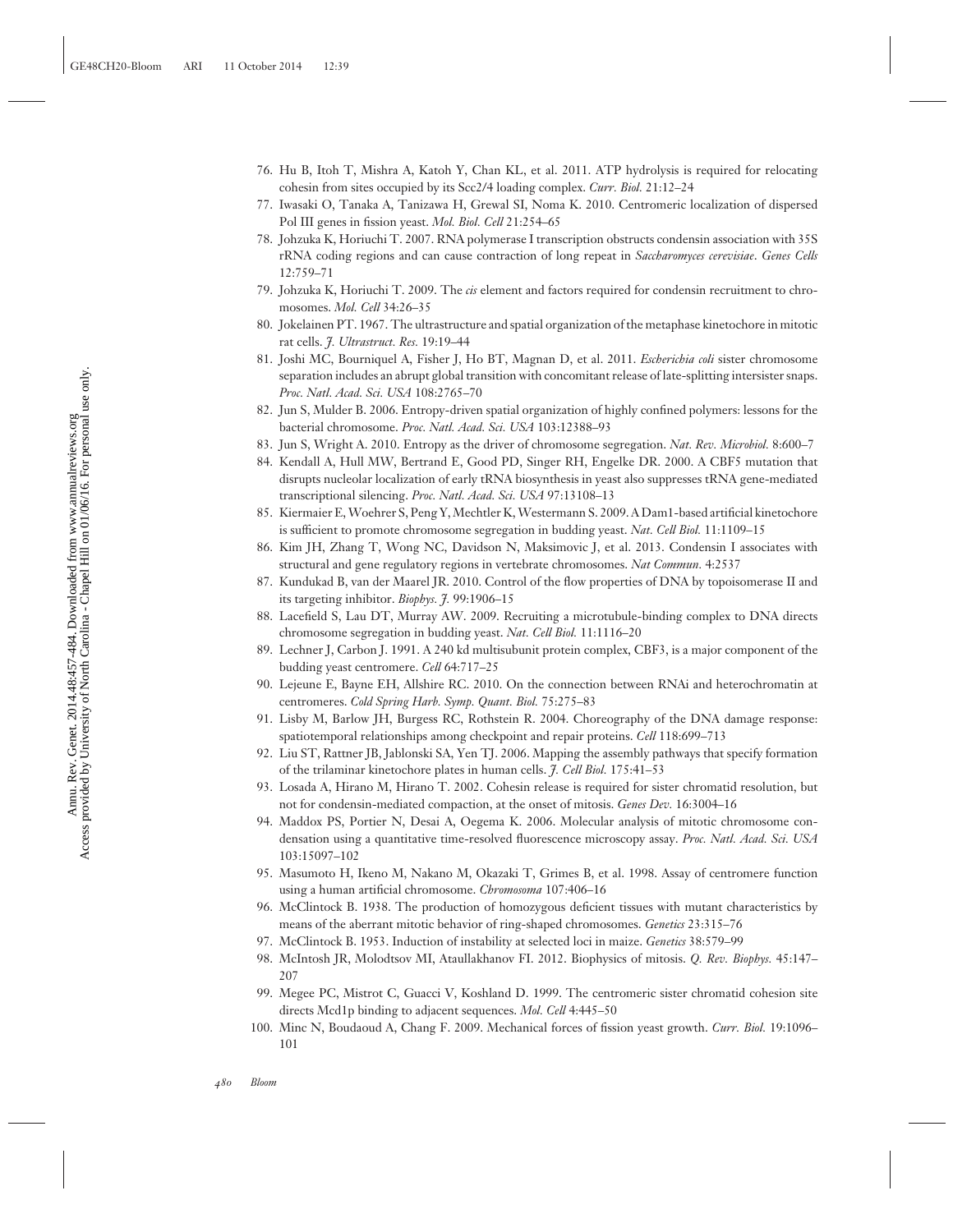76. Hu B, Itoh T, Mishra A, Katoh Y, Chan KL, et al. 2011. ATP hydrolysis is required for relocating cohesin from sites occupied by its Scc2/4 loading complex. *Curr. Biol.* 21:12–24
77. Iwasaki O, Tanaka A, Tanizawa H, Grewal SI, Noma K. 2010. Centromeric localization of dispersed Pol III genes in fission yeast. *Mol. Biol. Cell* 21:254–65
78. Johzuka K, Horiuchi T. 2007. RNA polymerase I transcription obstructs condensin association with 35S rRNA coding regions and can cause contraction of long repeat in *Saccharomyces cerevisiae*. *Genes Cells* 12:759–71
79. Johzuka K, Horiuchi T. 2009. The *cis* element and factors required for condensin recruitment to chromosomes. *Mol. Cell* 34:26–35
80. Jokelainen PT. 1967. The ultrastructure and spatial organization of the metaphase kinetochore in mitotic rat cells. *J. Ultrastruct. Res.* 19:19–44
81. Joshi MC, Bourniquel A, Fisher J, Ho BT, Magnan D, et al. 2011. *Escherichia coli* sister chromosome separation includes an abrupt global transition with concomitant release of late-splitting intersister snaps. *Proc. Natl. Acad. Sci. USA* 108:2765–70
82. Jun S, Mulder B. 2006. Entropy-driven spatial organization of highly confined polymers: lessons for the bacterial chromosome. *Proc. Natl. Acad. Sci. USA* 103:12388–93
83. Jun S, Wright A. 2010. Entropy as the driver of chromosome segregation. *Nat. Rev. Microbiol.* 8:600–7
84. Kendall A, Hull MW, Bertrand E, Good PD, Singer RH, Engelke DR. 2000. A CBF5 mutation that disrupts nucleolar localization of early tRNA biosynthesis in yeast also suppresses tRNA gene-mediated transcriptional silencing. *Proc. Natl. Acad. Sci. USA* 97:13108–13
85. Kiermaier E, Woehrer S, Peng Y, Mechtler K, Westermann S. 2009. A Dam1-based artificial kinetochore is sufficient to promote chromosome segregation in budding yeast. *Nat. Cell Biol.* 11:1109–15
86. Kim JH, Zhang T, Wong NC, Davidson N, Maksimovic J, et al. 2013. Condensin I associates with structural and gene regulatory regions in vertebrate chromosomes. *Nat Commun.* 4:2537
87. Kundukad B, van der Maarel JR. 2010. Control of the flow properties of DNA by topoisomerase II and its targeting inhibitor. *Biophys. J.* 99:1906–15
88. Lacefield S, Lau DT, Murray AW. 2009. Recruiting a microtubule-binding complex to DNA directs chromosome segregation in budding yeast. *Nat. Cell Biol.* 11:1116–20
89. Lechner J, Carbon J. 1991. A 240 kd multisubunit protein complex, CBF3, is a major component of the budding yeast centromere. *Cell* 64:717–25
90. Lejeune E, Bayne EH, Allshire RC. 2010. On the connection between RNAi and heterochromatin at centromeres. *Cold Spring Harb. Symp. Quant. Biol.* 75:275–83
91. Lisby M, Barlow JH, Burgess RC, Rothstein R. 2004. Choreography of the DNA damage response: spatiotemporal relationships among checkpoint and repair proteins. *Cell* 118:699–713
92. Liu ST, Rattner JB, Jablonski SA, Yen TJ. 2006. Mapping the assembly pathways that specify formation of the trilaminar kinetochore plates in human cells. *J. Cell Biol.* 175:41–53
93. Losada A, Hirano M, Hirano T. 2002. Cohesin release is required for sister chromatid resolution, but not for condensin-mediated compaction, at the onset of mitosis. *Genes Dev.* 16:3004–16
94. Maddox PS, Portier N, Desai A, Oegema K. 2006. Molecular analysis of mitotic chromosome condensation using a quantitative time-resolved fluorescence microscopy assay. *Proc. Natl. Acad. Sci. USA* 103:15097–102
95. Masumoto H, Ikeno M, Nakano M, Okazaki T, Grimes B, et al. 1998. Assay of centromere function using a human artificial chromosome. *Chromosoma* 107:406–16
96. McClintock B. 1938. The production of homozygous deficient tissues with mutant characteristics by means of the aberrant mitotic behavior of ring-shaped chromosomes. *Genetics* 23:315–76
97. McClintock B. 1953. Induction of instability at selected loci in maize. *Genetics* 38:579–99
98. McIntosh JR, Molodtsov MI, Ataullakhanov FI. 2012. Biophysics of mitosis. *Q. Rev. Biophys.* 45:147–207
99. Megee PC, Mistrot C, Guacci V, Koshland D. 1999. The centromeric sister chromatid cohesion site directs Mcd1p binding to adjacent sequences. *Mol. Cell* 4:445–50
100. Minc N, Boudaoud A, Chang F. 2009. Mechanical forces of fission yeast growth. *Curr. Biol.* 19:1096–101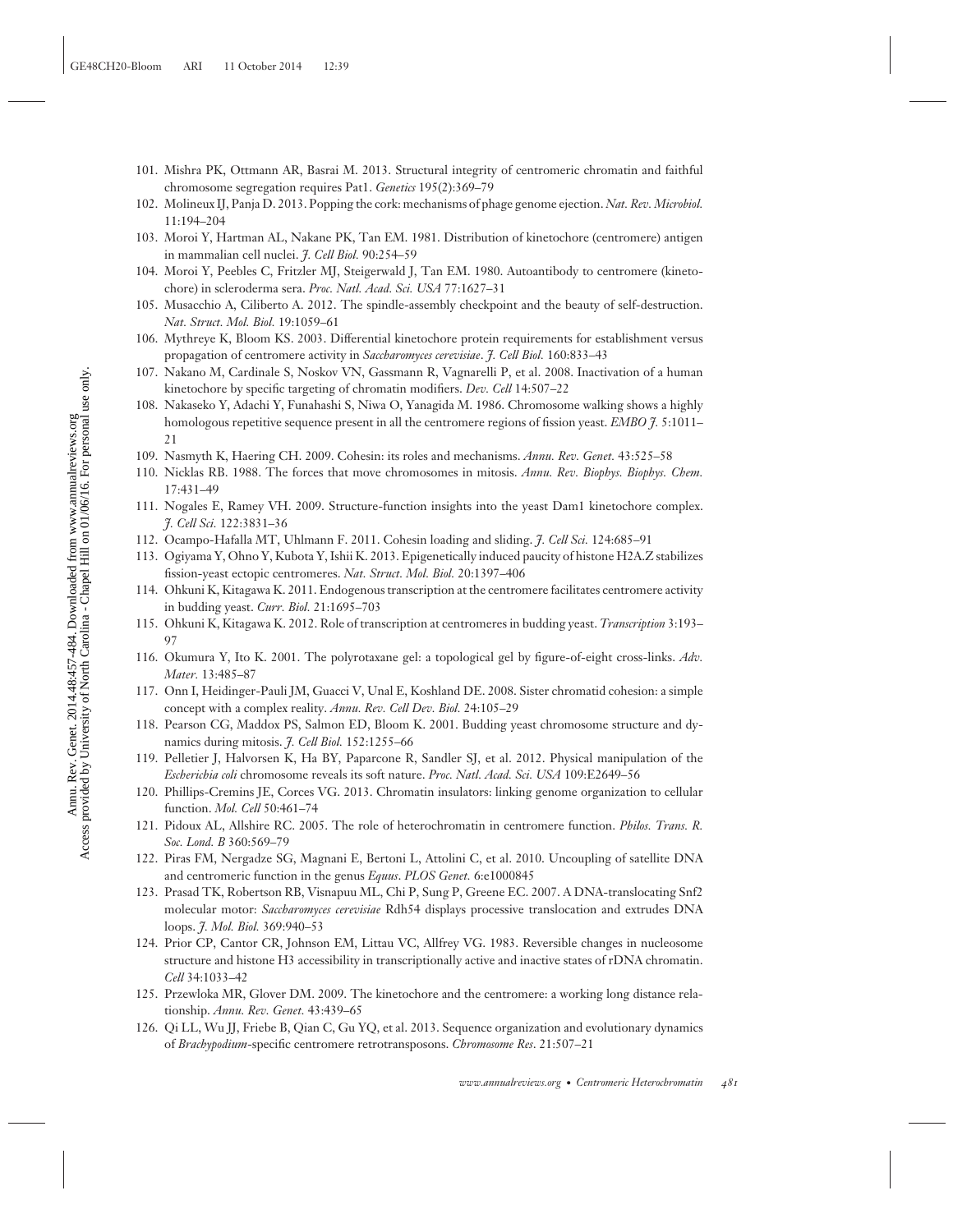101. Mishra PK, Ottmann AR, Basrai M. 2013. Structural integrity of centromeric chromatin and faithful chromosome segregation requires Pat1. *Genetics* 195(2):369–79
102. Molineux IJ, Panja D. 2013. Popping the cork: mechanisms of phage genome ejection. *Nat. Rev. Microbiol.* 11:194–204
103. Moroi Y, Hartman AL, Nakane PK, Tan EM. 1981. Distribution of kinetochore (centromere) antigen in mammalian cell nuclei. *J. Cell Biol.* 90:254–59
104. Moroi Y, Peebles C, Fritzler MJ, Steigerwald J, Tan EM. 1980. Autoantibody to centromere (kinetochore) in scleroderma sera. *Proc. Natl. Acad. Sci. USA* 77:1627–31
105. Musacchio A, Ciliberto A. 2012. The spindle-assembly checkpoint and the beauty of self-destruction. *Nat. Struct. Mol. Biol.* 19:1059–61
106. Mythreye K, Bloom KS. 2003. Differential kinetochore protein requirements for establishment versus propagation of centromere activity in *Saccharomyces cerevisiae*. *J. Cell Biol.* 160:833–43
107. Nakano M, Cardinale S, Noskov VN, Gassmann R, Vagnarelli P, et al. 2008. Inactivation of a human kinetochore by specific targeting of chromatin modifiers. *Dev. Cell* 14:507–22
108. Nakaseko Y, Adachi Y, Funahashi S, Niwa O, Yanagida M. 1986. Chromosome walking shows a highly homologous repetitive sequence present in all the centromere regions of fission yeast. *EMBO J.* 5:1011–21
109. Nasmyth K, Haering CH. 2009. Cohesin: its roles and mechanisms. *Annu. Rev. Genet.* 43:525–58
110. Nicklas RB. 1988. The forces that move chromosomes in mitosis. *Annu. Rev. Biophys. Biophys. Chem.* 17:431–49
111. Nogales E, Ramey VH. 2009. Structure-function insights into the yeast Dam1 kinetochore complex. *J. Cell Sci.* 122:3831–36
112. Ocampo-Hafalla MT, Uhlmann F. 2011. Cohesin loading and sliding. *J. Cell Sci.* 124:685–91
113. Ogiyama Y, Ohno Y, Kubota Y, Ishii K. 2013. Epigenetically induced paucity of histone H2A.Z stabilizes fission-yeast ectopic centromeres. *Nat. Struct. Mol. Biol.* 20:1397–406
114. Ohkuni K, Kitagawa K. 2011. Endogenous transcription at the centromere facilitates centromere activity in budding yeast. *Curr. Biol.* 21:1695–703
115. Ohkuni K, Kitagawa K. 2012. Role of transcription at centromeres in budding yeast. *Transcription* 3:193–97
116. Okumura Y, Ito K. 2001. The polyrotaxane gel: a topological gel by figure-of-eight cross-links. *Adv. Mater.* 13:485–87
117. Onn I, Heidinger-Pauli JM, Guacci V, Unal E, Koshland DE. 2008. Sister chromatid cohesion: a simple concept with a complex reality. *Annu. Rev. Cell Dev. Biol.* 24:105–29
118. Pearson CG, Maddox PS, Salmon ED, Bloom K. 2001. Budding yeast chromosome structure and dynamics during mitosis. *J. Cell Biol.* 152:1255–66
119. Pelletier J, Halvorsen K, Ha BY, Paparcone R, Sandler SJ, et al. 2012. Physical manipulation of the *Escherichia coli* chromosome reveals its soft nature. *Proc. Natl. Acad. Sci. USA* 109:E2649–56
120. Phillips-Cremins JE, Corces VG. 2013. Chromatin insulators: linking genome organization to cellular function. *Mol. Cell* 50:461–74
121. Pidoux AL, Allshire RC. 2005. The role of heterochromatin in centromere function. *Philos. Trans. R. Soc. Lond. B* 360:569–79
122. Piras FM, Nergadze SG, Magnani E, Bertoni L, Attolini C, et al. 2010. Uncoupling of satellite DNA and centromeric function in the genus *Equus*. *PLOS Genet.* 6:e1000845
123. Prasad TK, Robertson RB, Visnapuu ML, Chi P, Sung P, Greene EC. 2007. A DNA-translocating Snf2 molecular motor: *Saccharomyces cerevisiae* Rdh54 displays processive translocation and extrudes DNA loops. *J. Mol. Biol.* 369:940–53
124. Prior CP, Cantor CR, Johnson EM, Littau VC, Allfrey VG. 1983. Reversible changes in nucleosome structure and histone H3 accessibility in transcriptionally active and inactive states of rDNA chromatin. *Cell* 34:1033–42
125. Przewloka MR, Glover DM. 2009. The kinetochore and the centromere: a working long distance relationship. *Annu. Rev. Genet.* 43:439–65
126. Qi LL, Wu JJ, Friebe B, Qian C, Gu YQ, et al. 2013. Sequence organization and evolutionary dynamics of *Brachypodium*-specific centromere retrotransposons. *Chromosome Res*. 21:507–21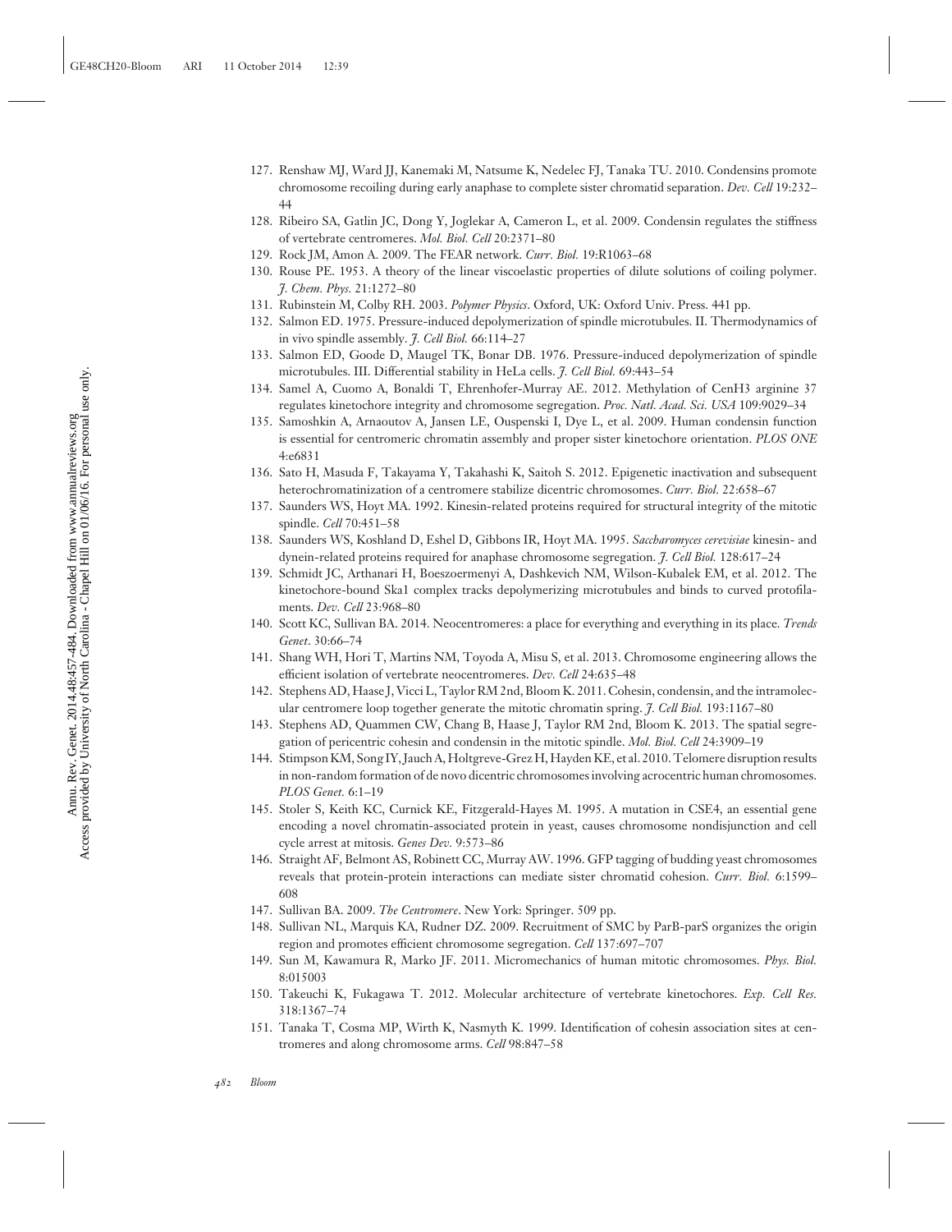127. Renshaw MJ, Ward JJ, Kanemaki M, Natsume K, Nedelec FJ, Tanaka TU. 2010. Condensins promote chromosome recoiling during early anaphase to complete sister chromatid separation. *Dev. Cell* 19:232–44
128. Ribeiro SA, Gatlin JC, Dong Y, Joglekar A, Cameron L, et al. 2009. Condensin regulates the stiffness of vertebrate centromeres. *Mol. Biol. Cell* 20:2371–80
129. Rock JM, Amon A. 2009. The FEAR network. *Curr. Biol.* 19:R1063–68
130. Rouse PE. 1953. A theory of the linear viscoelastic properties of dilute solutions of coiling polymer. *J. Chem. Phys.* 21:1272–80
131. Rubinstein M, Colby RH. 2003. *Polymer Physics*. Oxford, UK: Oxford Univ. Press. 441 pp.
132. Salmon ED. 1975. Pressure-induced depolymerization of spindle microtubules. II. Thermodynamics of in vivo spindle assembly. *J. Cell Biol.* 66:114–27
133. Salmon ED, Goode D, Maugel TK, Bonar DB. 1976. Pressure-induced depolymerization of spindle microtubules. III. Differential stability in HeLa cells. *J. Cell Biol.* 69:443–54
134. Samel A, Cuomo A, Bonaldi T, Ehrenhofer-Murray AE. 2012. Methylation of CenH3 arginine 37 regulates kinetochore integrity and chromosome segregation. *Proc. Natl. Acad. Sci. USA* 109:9029–34
135. Samoshkin A, Arnaoutov A, Jansen LE, Ouspenski I, Dye L, et al. 2009. Human condensin function is essential for centromeric chromatin assembly and proper sister kinetochore orientation. *PLOS ONE* 4:e6831
136. Sato H, Masuda F, Takayama Y, Takahashi K, Saitoh S. 2012. Epigenetic inactivation and subsequent heterochromatinization of a centromere stabilize dicentric chromosomes. *Curr. Biol.* 22:658–67
137. Saunders WS, Hoyt MA. 1992. Kinesin-related proteins required for structural integrity of the mitotic spindle. *Cell* 70:451–58
138. Saunders WS, Koshland D, Eshel D, Gibbons IR, Hoyt MA. 1995. *Saccharomyces cerevisiae* kinesin- and dynein-related proteins required for anaphase chromosome segregation. *J. Cell Biol.* 128:617–24
139. Schmidt JC, Arthanari H, Boeszoermenyi A, Dashkevich NM, Wilson-Kubalek EM, et al. 2012. The kinetochore-bound Ska1 complex tracks depolymerizing microtubules and binds to curved protofilaments. *Dev. Cell* 23:968–80
140. Scott KC, Sullivan BA. 2014. Neocentromeres: a place for everything and everything in its place. *Trends Genet*. 30:66–74
141. Shang WH, Hori T, Martins NM, Toyoda A, Misu S, et al. 2013. Chromosome engineering allows the efficient isolation of vertebrate neocentromeres. *Dev. Cell* 24:635–48
142. Stephens AD, Haase J, Vicci L, Taylor RM 2nd, Bloom K. 2011. Cohesin, condensin, and the intramolecular centromere loop together generate the mitotic chromatin spring. *J. Cell Biol.* 193:1167–80
143. Stephens AD, Quammen CW, Chang B, Haase J, Taylor RM 2nd, Bloom K. 2013. The spatial segregation of pericentric cohesin and condensin in the mitotic spindle. *Mol. Biol. Cell* 24:3909–19
144. Stimpson KM, Song IY, Jauch A, Holtgreve-Grez H, Hayden KE, et al. 2010. Telomere disruption results in non-random formation of de novo dicentric chromosomes involving acrocentric human chromosomes. *PLOS Genet.* 6:1–19
145. Stoler S, Keith KC, Curnick KE, Fitzgerald-Hayes M. 1995. A mutation in CSE4, an essential gene encoding a novel chromatin-associated protein in yeast, causes chromosome nondisjunction and cell cycle arrest at mitosis. *Genes Dev.* 9:573–86
146. Straight AF, Belmont AS, Robinett CC, Murray AW. 1996. GFP tagging of budding yeast chromosomes reveals that protein-protein interactions can mediate sister chromatid cohesion. *Curr. Biol.* 6:1599–608
147. Sullivan BA. 2009. *The Centromere*. New York: Springer. 509 pp.
148. Sullivan NL, Marquis KA, Rudner DZ. 2009. Recruitment of SMC by ParB-parS organizes the origin region and promotes efficient chromosome segregation. *Cell* 137:697–707
149. Sun M, Kawamura R, Marko JF. 2011. Micromechanics of human mitotic chromosomes. *Phys. Biol.* 8:015003
150. Takeuchi K, Fukagawa T. 2012. Molecular architecture of vertebrate kinetochores. *Exp. Cell Res.* 318:1367–74
151. Tanaka T, Cosma MP, Wirth K, Nasmyth K. 1999. Identification of cohesin association sites at centromeres and along chromosome arms. *Cell* 98:847–58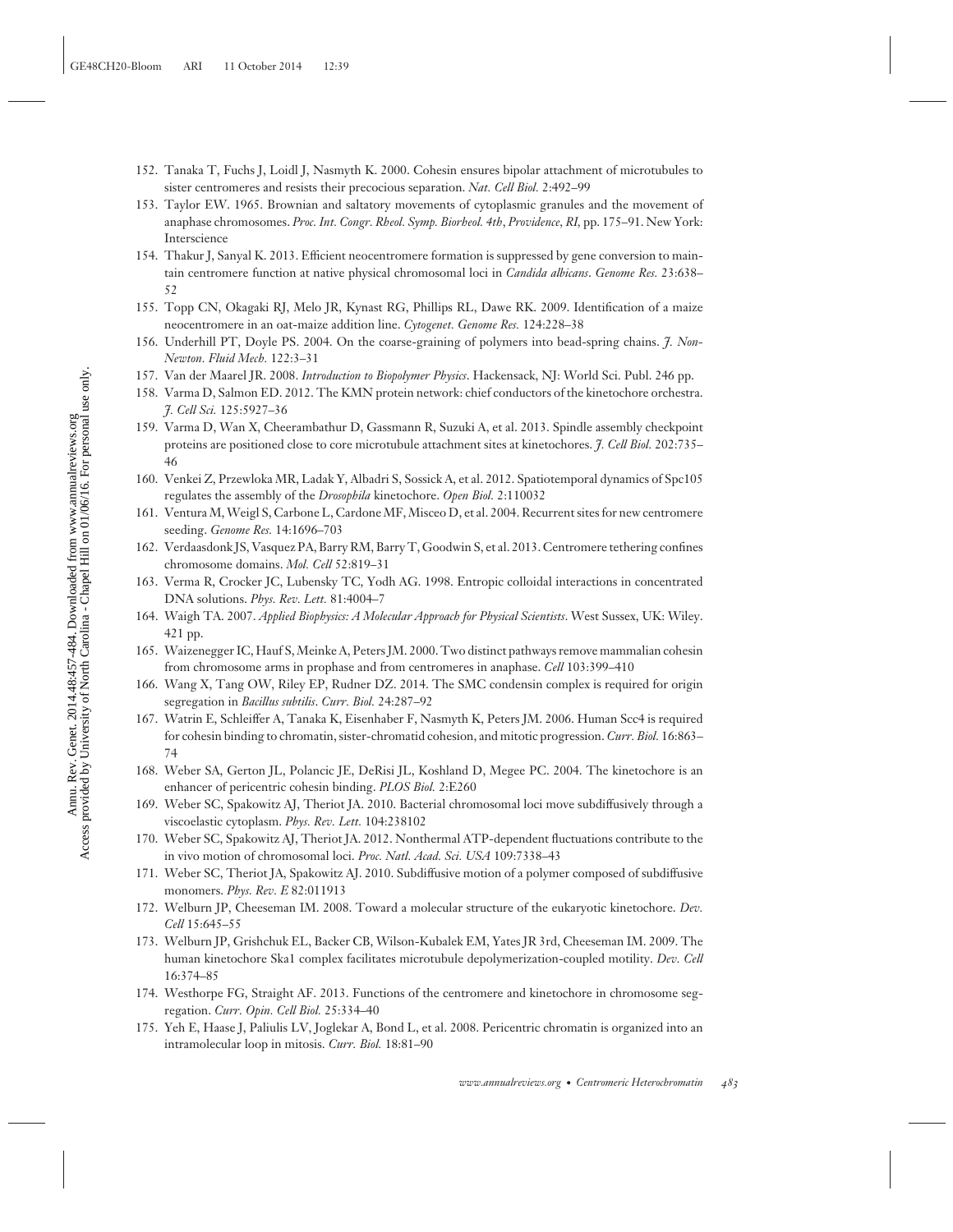152. Tanaka T, Fuchs J, Loidl J, Nasmyth K. 2000. Cohesin ensures bipolar attachment of microtubules to sister centromeres and resists their precocious separation. *Nat. Cell Biol.* 2:492–99
153. Taylor EW. 1965. Brownian and saltatory movements of cytoplasmic granules and the movement of anaphase chromosomes. *Proc. Int. Congr. Rheol. Symp. Biorheol. 4th, Providence, RI*, pp. 175–91. New York: Interscience
154. Thakur J, Sanyal K. 2013. Efficient neocentromere formation is suppressed by gene conversion to maintain centromere function at native physical chromosomal loci in *Candida albicans*. *Genome Res.* 23:638–52
155. Topp CN, Okagaki RJ, Melo JR, Kynast RG, Phillips RL, Dawe RK. 2009. Identification of a maize neocentromere in an oat-maize addition line. *Cytogenet. Genome Res.* 124:228–38
156. Underhill PT, Doyle PS. 2004. On the coarse-graining of polymers into bead-spring chains. *J. Non-Newton. Fluid Mech.* 122:3–31
157. Van der Maarel JR. 2008. *Introduction to Biopolymer Physics*. Hackensack, NJ: World Sci. Publ. 246 pp.
158. Varma D, Salmon ED. 2012. The KMN protein network: chief conductors of the kinetochore orchestra. *J. Cell Sci.* 125:5927–36
159. Varma D, Wan X, Cheerambathur D, Gassmann R, Suzuki A, et al. 2013. Spindle assembly checkpoint proteins are positioned close to core microtubule attachment sites at kinetochores. *J. Cell Biol.* 202:735–46
160. Venkei Z, Przewloka MR, Ladak Y, Albadri S, Sossick A, et al. 2012. Spatiotemporal dynamics of Spc105 regulates the assembly of the *Drosophila* kinetochore. *Open Biol.* 2:110032
161. Ventura M, Weigl S, Carbone L, Cardone MF, Misceo D, et al. 2004. Recurrent sites for new centromere seeding. *Genome Res.* 14:1696–703
162. Verdaasdonk JS, Vasquez PA, Barry RM, Barry T, Goodwin S, et al. 2013. Centromere tethering confines chromosome domains. *Mol. Cell* 52:819–31
163. Verma R, Crocker JC, Lubensky TC, Yodh AG. 1998. Entropic colloidal interactions in concentrated DNA solutions. *Phys. Rev. Lett.* 81:4004–7
164. Waigh TA. 2007. *Applied Biophysics: A Molecular Approach for Physical Scientists*. West Sussex, UK: Wiley. 421 pp.
165. Waizenegger IC, Hauf S, Meinke A, Peters JM. 2000. Two distinct pathways remove mammalian cohesin from chromosome arms in prophase and from centromeres in anaphase. *Cell* 103:399–410
166. Wang X, Tang OW, Riley EP, Rudner DZ. 2014. The SMC condensin complex is required for origin segregation in *Bacillus subtilis*. *Curr. Biol.* 24:287–92
167. Watrin E, Schleiffer A, Tanaka K, Eisenhaber F, Nasmyth K, Peters JM. 2006. Human Scc4 is required for cohesin binding to chromatin, sister-chromatid cohesion, and mitotic progression. *Curr. Biol.* 16:863–74
168. Weber SA, Gerton JL, Polancic JE, DeRisi JL, Koshland D, Megee PC. 2004. The kinetochore is an enhancer of pericentric cohesin binding. *PLOS Biol.* 2:E260
169. Weber SC, Spakowitz AJ, Theriot JA. 2010. Bacterial chromosomal loci move subdiffusively through a viscoelastic cytoplasm. *Phys. Rev. Lett.* 104:238102
170. Weber SC, Spakowitz AJ, Theriot JA. 2012. Nonthermal ATP-dependent fluctuations contribute to the in vivo motion of chromosomal loci. *Proc. Natl. Acad. Sci. USA* 109:7338–43
171. Weber SC, Theriot JA, Spakowitz AJ. 2010. Subdiffusive motion of a polymer composed of subdiffusive monomers. *Phys. Rev. E* 82:011913
172. Welburn JP, Cheeseman IM. 2008. Toward a molecular structure of the eukaryotic kinetochore. *Dev. Cell* 15:645–55
173. Welburn JP, Grishchuk EL, Backer CB, Wilson-Kubalek EM, Yates JR 3rd, Cheeseman IM. 2009. The human kinetochore Ska1 complex facilitates microtubule depolymerization-coupled motility. *Dev. Cell* 16:374–85
174. Westhorpe FG, Straight AF. 2013. Functions of the centromere and kinetochore in chromosome segregation. *Curr. Opin. Cell Biol.* 25:334–40
175. Yeh E, Haase J, Paliulis LV, Joglekar A, Bond L, et al. 2008. Pericentric chromatin is organized into an intramolecular loop in mitosis. *Curr. Biol.* 18:81–90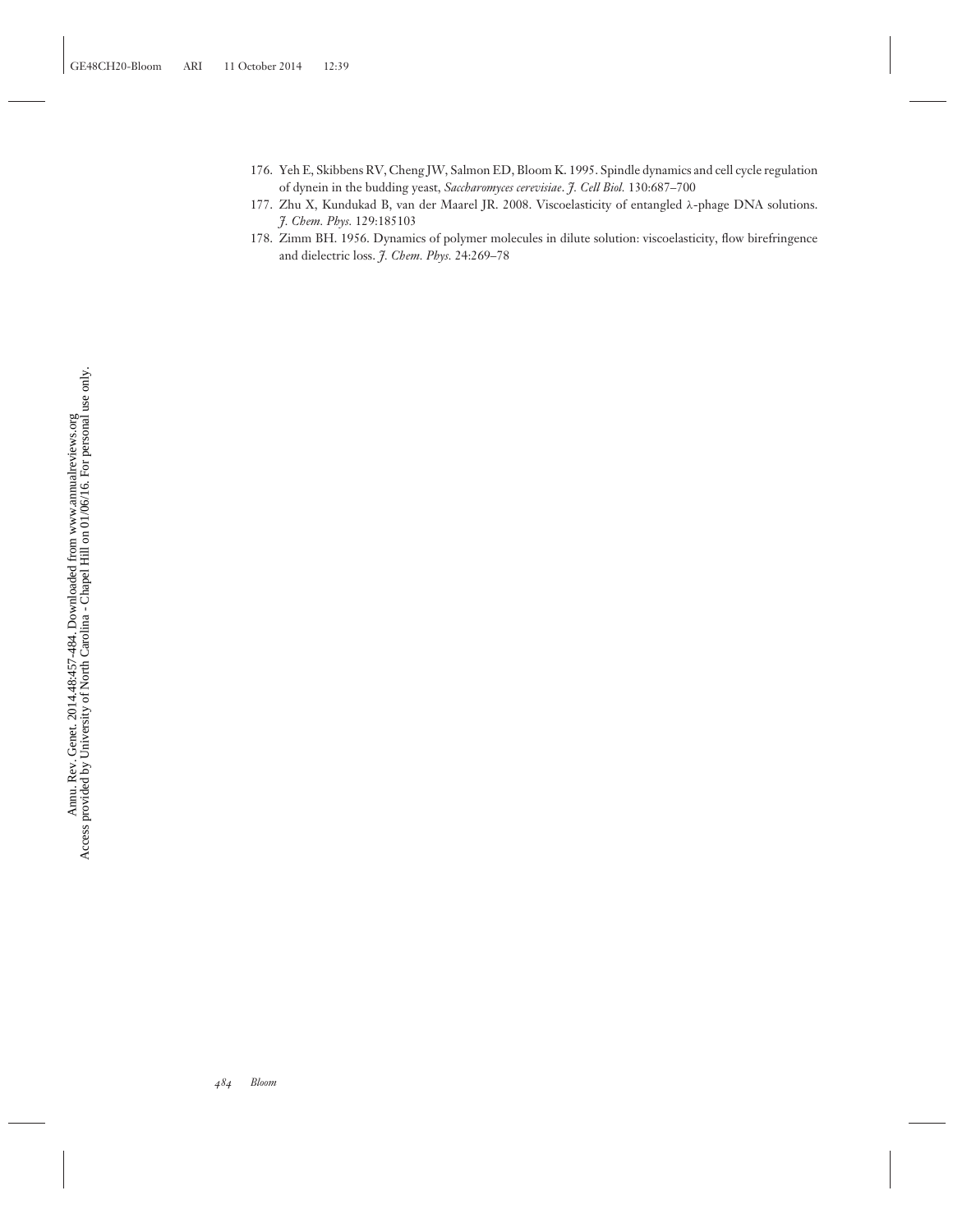176. Yeh E, Skibbens RV, Cheng JW, Salmon ED, Bloom K. 1995. Spindle dynamics and cell cycle regulation of dynein in the budding yeast, *Saccharomyces cerevisiae*. *J. Cell Biol.* 130:687–700
177. Zhu X, Kundukad B, van der Maarel JR. 2008. Viscoelasticity of entangled λ-phage DNA solutions. *J. Chem. Phys.* 129:185103
178. Zimm BH. 1956. Dynamics of polymer molecules in dilute solution: viscoelasticity, flow birefringence and dielectric loss. *J. Chem. Phys.* 24:269–78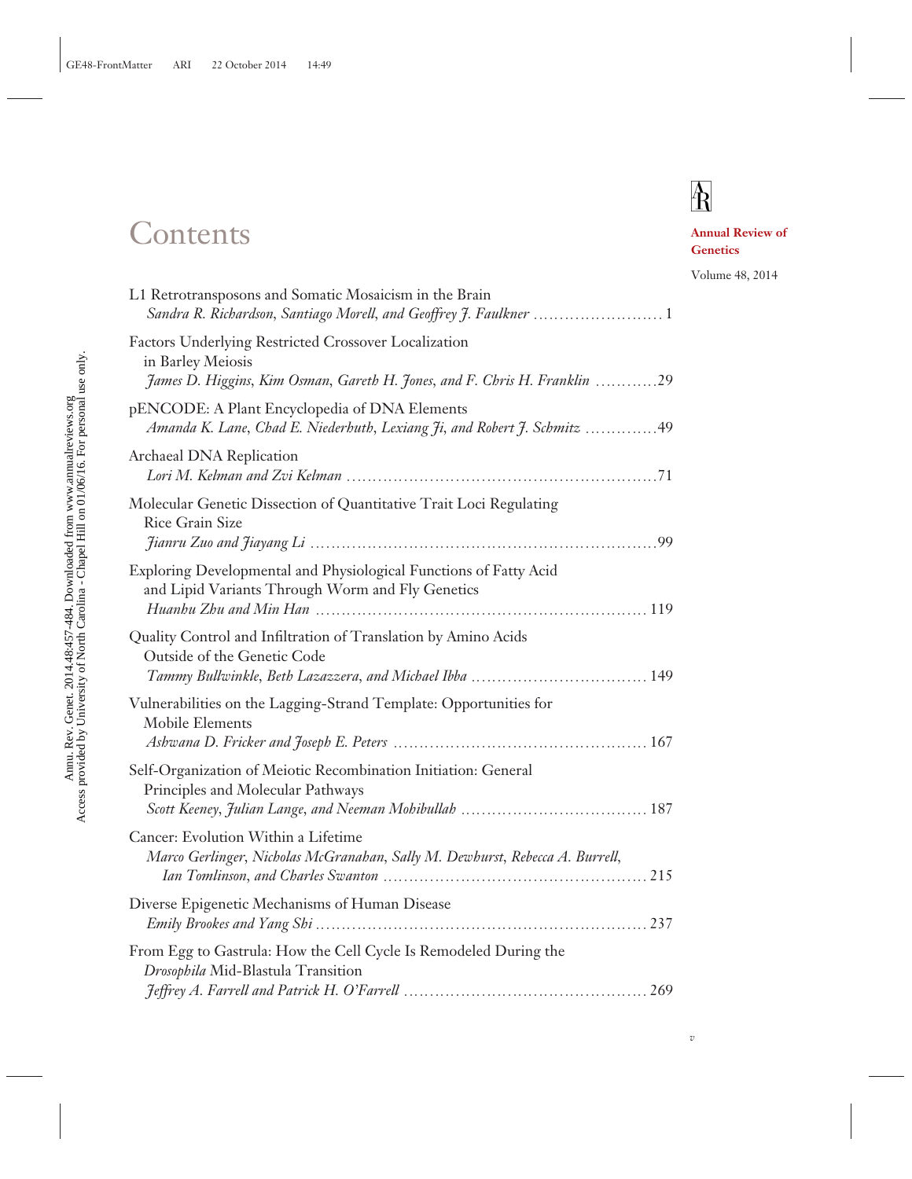# Contents

**Annual Review of Genetics**

Volume 48, 2014

L1 Retrotransposons and Somatic Mosaicism in the Brain
*Sandra R. Richardson, Santiago Morell, and Geoffrey J. Faulkner* ........................ 1

Factors Underlying Restricted Crossover Localization in Barley Meiosis
*James D. Higgins, Kim Osman, Gareth H. Jones, and F. Chris H. Franklin* ............29

pENCODE: A Plant Encyclopedia of DNA Elements
*Amanda K. Lane, Chad E. Niederhuth, Lexiang Ji, and Robert J. Schmitz* .............49

Archaeal DNA Replication
*Lori M. Kelman and Zvi Kelman* ..........................................................71

Molecular Genetic Dissection of Quantitative Trait Loci Regulating Rice Grain Size
*Jianru Zuo and Jiayang Li* ................................................................99

Exploring Developmental and Physiological Functions of Fatty Acid and Lipid Variants Through Worm and Fly Genetics
*Huanhu Zhu and Min Han* ............................................................... 119

Quality Control and Infiltration of Translation by Amino Acids Outside of the Genetic Code
*Tammy Bullwinkle, Beth Lazazzera, and Michael Ibba* ................................ 149

Vulnerabilities on the Lagging-Strand Template: Opportunities for Mobile Elements
*Ashwana D. Fricker and Joseph E. Peters* ............................................... 167

Self-Organization of Meiotic Recombination Initiation: General Principles and Molecular Pathways
*Scott Keeney, Julian Lange, and Neeman Mohibullah* .................................. 187

Cancer: Evolution Within a Lifetime
*Marco Gerlinger, Nicholas McGranahan, Sally M. Dewhurst, Rebecca A. Burrell, Ian Tomlinson, and Charles Swanton* ................................................. 215

Diverse Epigenetic Mechanisms of Human Disease
*Emily Brookes and Yang Shi* .............................................................. 237

From Egg to Gastrula: How the Cell Cycle Is Remodeled During the *Drosophila* Mid-Blastula Transition
*Jeffrey A. Farrell and Patrick H. O'Farrell* .............................................. 269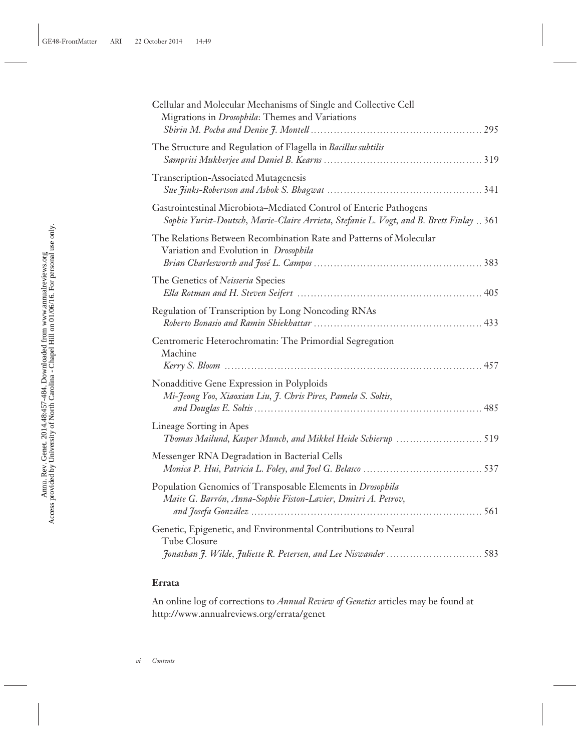Cellular and Molecular Mechanisms of Single and Collective Cell Migrations in *Drosophila*: Themes and Variations
*Shirin M. Pocha and Denise J. Montell* . . . . . . . . . . . . . . . . . . . . 295

The Structure and Regulation of Flagella in *Bacillus subtilis*
*Sampriti Mukherjee and Daniel B. Kearns* . . . . . . . . . . . . . . . . . . . . 319

Transcription-Associated Mutagenesis
*Sue Jinks-Robertson and Ashok S. Bhagwat* . . . . . . . . . . . . . . . . . . . . 341

Gastrointestinal Microbiota–Mediated Control of Enteric Pathogens
*Sophie Yurist-Doutsch, Marie-Claire Arrieta, Stefanie L. Vogt, and B. Brett Finlay* . . 361

The Relations Between Recombination Rate and Patterns of Molecular Variation and Evolution in *Drosophila*
*Brian Charlesworth and José L. Campos* . . . . . . . . . . . . . . . . . . . . 383

The Genetics of *Neisseria* Species
*Ella Rotman and H. Steven Seifert* . . . . . . . . . . . . . . . . . . . . 405

Regulation of Transcription by Long Noncoding RNAs
*Roberto Bonasio and Ramin Shiekhattar* . . . . . . . . . . . . . . . . . . . . 433

Centromeric Heterochromatin: The Primordial Segregation Machine
*Kerry S. Bloom* . . . . . . . . . . . . . . . . . . . . 457

Nonadditive Gene Expression in Polyploids
*Mi-Jeong Yoo, Xiaoxian Liu, J. Chris Pires, Pamela S. Soltis, and Douglas E. Soltis* . . . . . . . . . . . . . . . . . . . . 485

Lineage Sorting in Apes
*Thomas Mailund, Kasper Munch, and Mikkel Heide Schierup* . . . . . . . . . . 519

Messenger RNA Degradation in Bacterial Cells
*Monica P. Hui, Patricia L. Foley, and Joel G. Belasco* . . . . . . . . . . 537

Population Genomics of Transposable Elements in *Drosophila*
*Maite G. Barrón, Anna-Sophie Fiston-Lavier, Dmitri A. Petrov, and Josefa González* . . . . . . . . . . . . . . . . . . . . 561

Genetic, Epigenetic, and Environmental Contributions to Neural Tube Closure
*Jonathan J. Wilde, Juliette R. Petersen, and Lee Niswander* . . . . . . . . . . 583

**Errata**

An online log of corrections to *Annual Review of Genetics* articles may be found at http://www.annualreviews.org/errata/genet